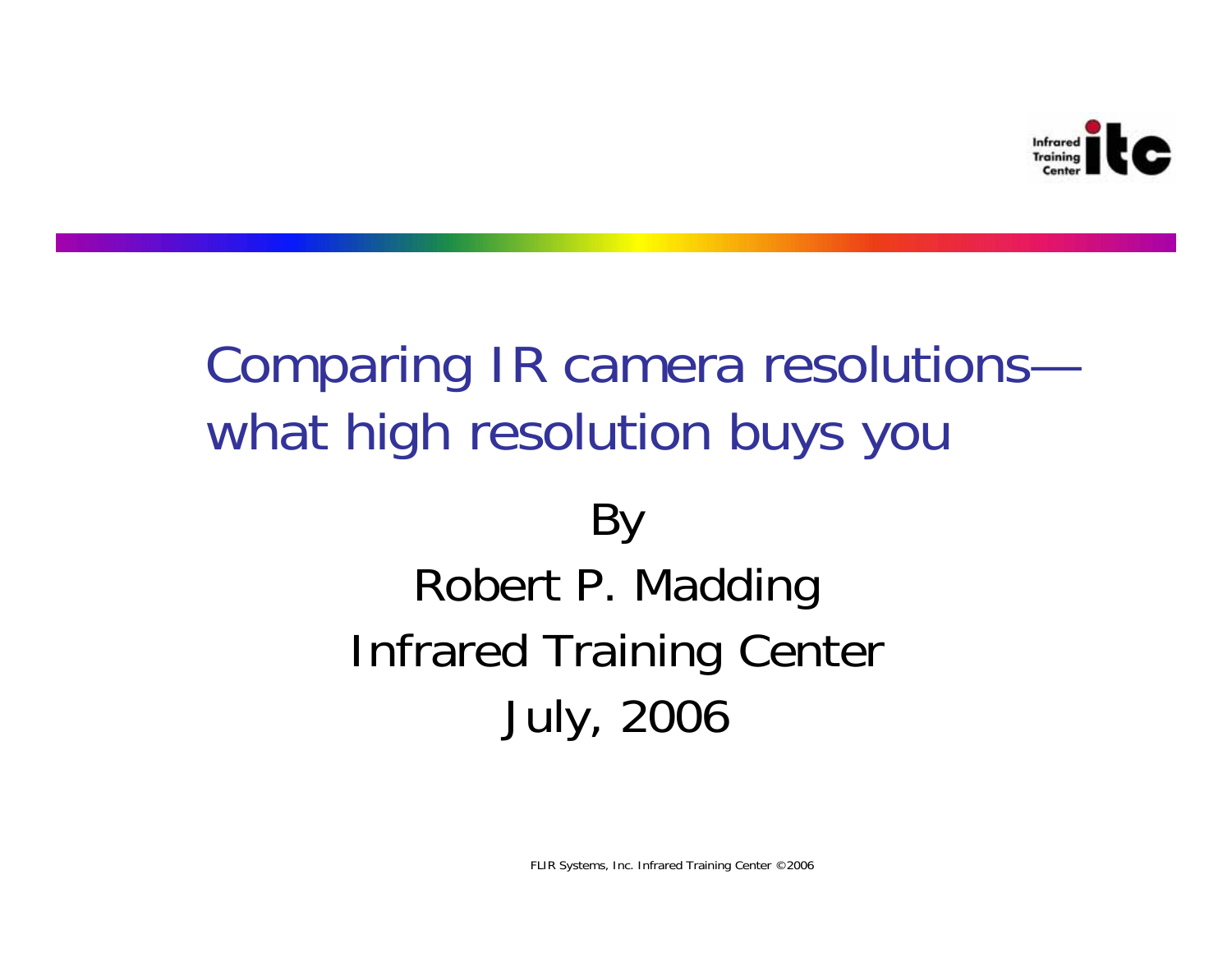# Comparing IR camera resolutions—what high resolution buys you

By

Robert P. Madding

Infrared Training Center

July, 2006

FLIR Systems, Inc. Infrared Training Center ©2006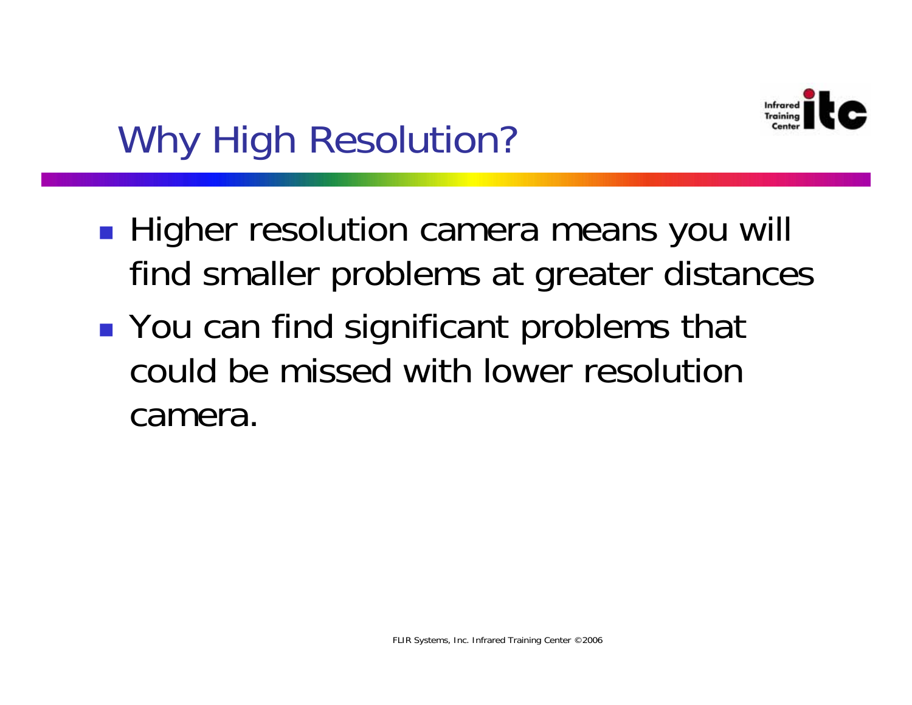# Why High Resolution?

- Higher resolution camera means you will find smaller problems at greater distances
- You can find significant problems that could be missed with lower resolution camera.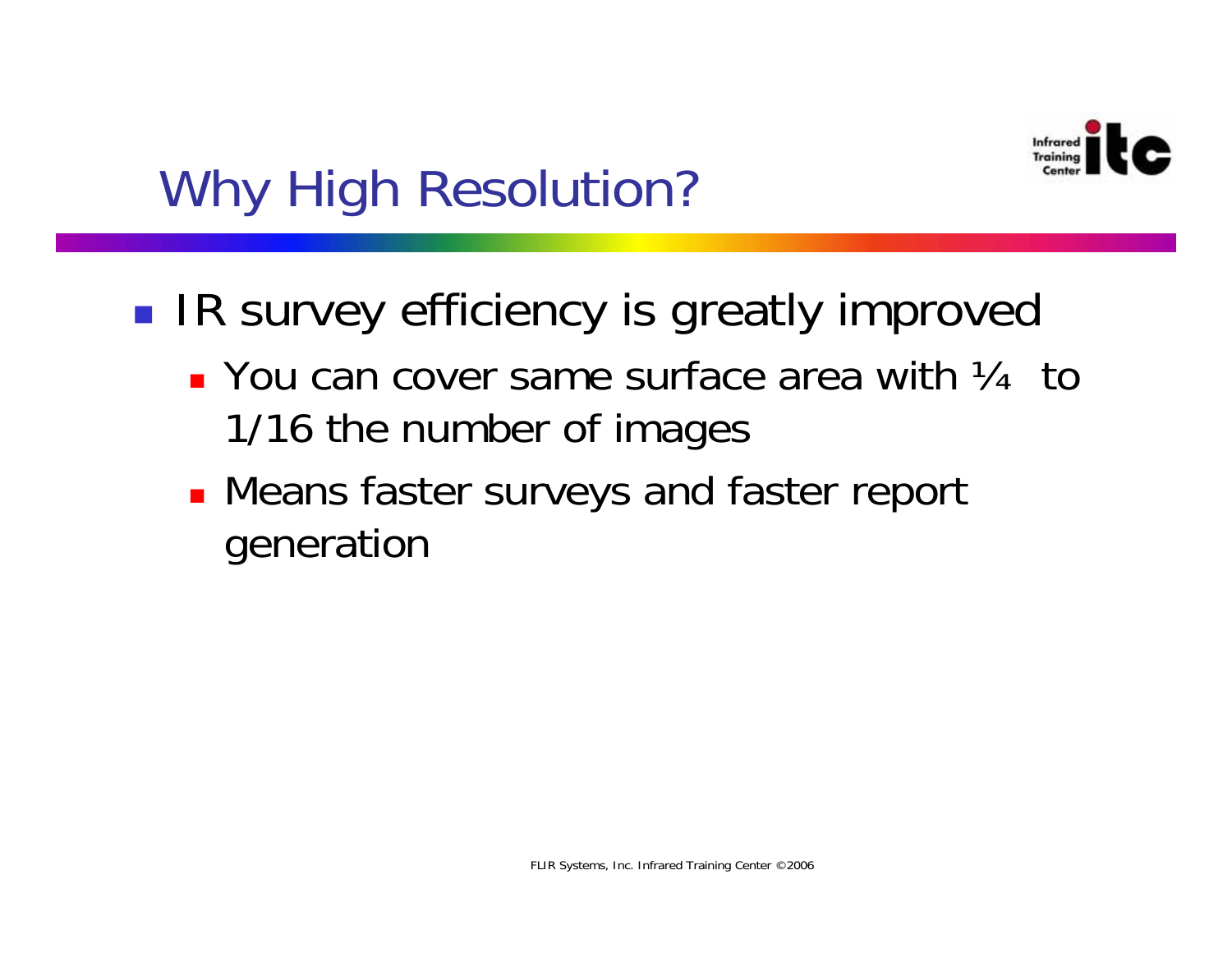# Why High Resolution?

- IR survey efficiency is greatly improved
  - You can cover same surface area with ¼ to 1/16 the number of images
  - Means faster surveys and faster report generation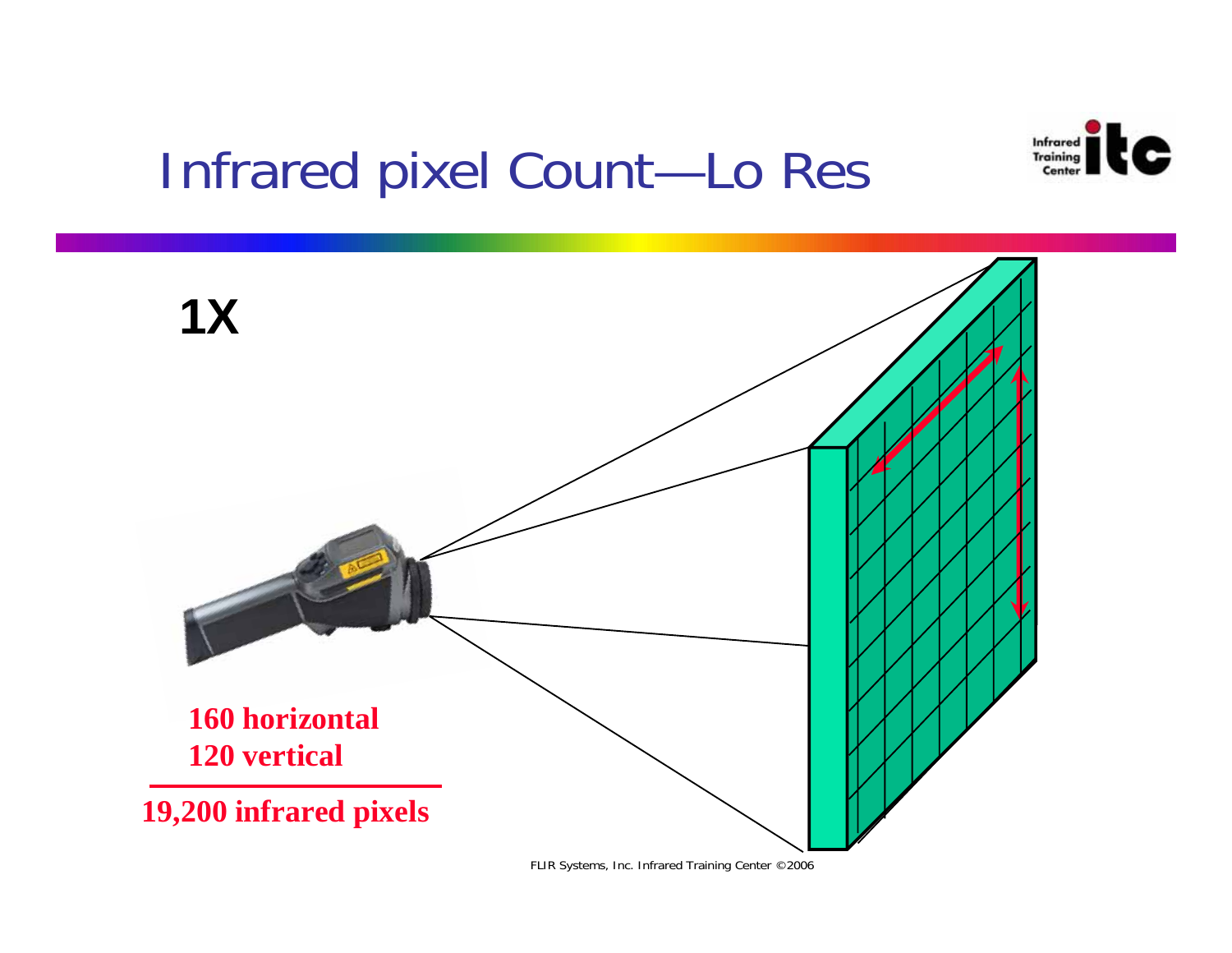# Infrared pixel Count—Lo Res

**1X**

**160 horizontal**
**120 vertical**

---

**19,200 infrared pixels**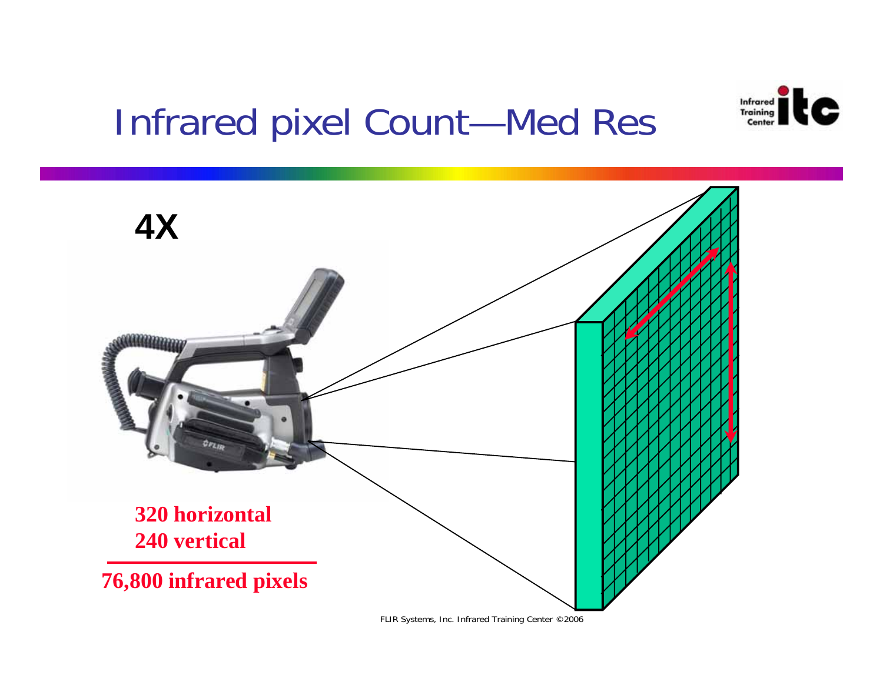# Infrared pixel Count—Med Res

**4X**

**320 horizontal**
**240 vertical**

**76,800 infrared pixels**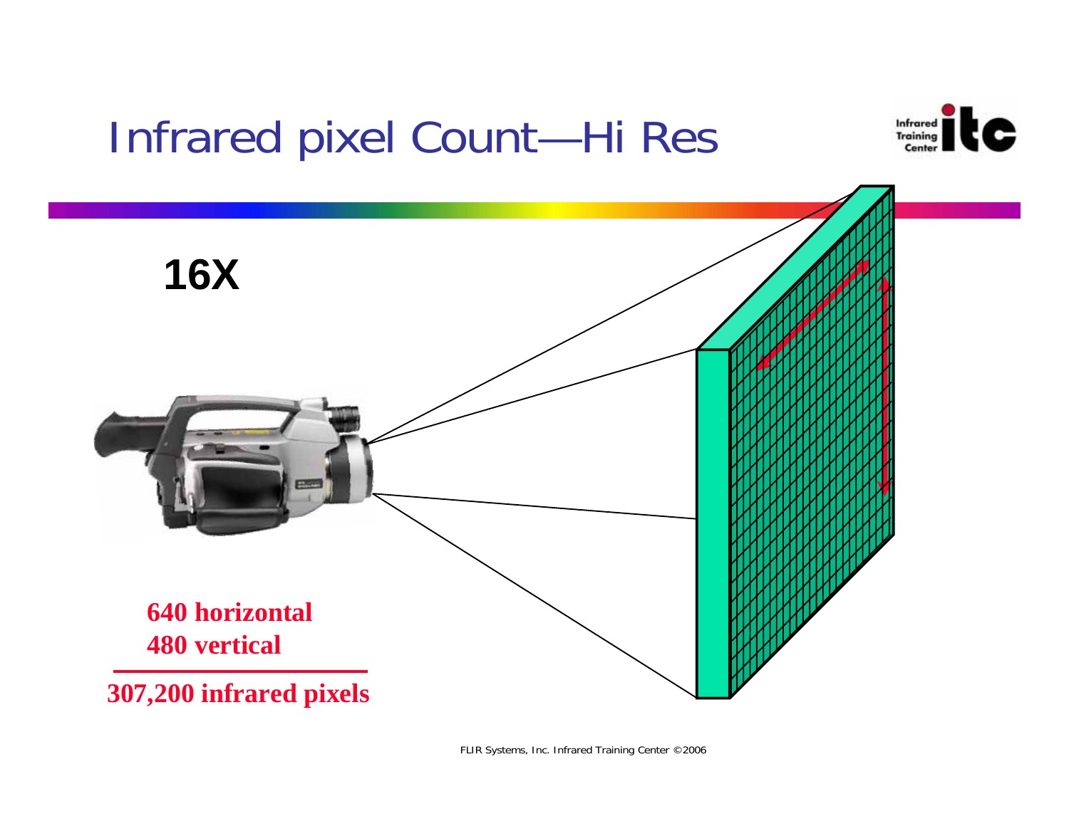# Infrared pixel Count—Hi Res

**16X**

**640 horizontal**
**480 vertical**

**307,200 infrared pixels**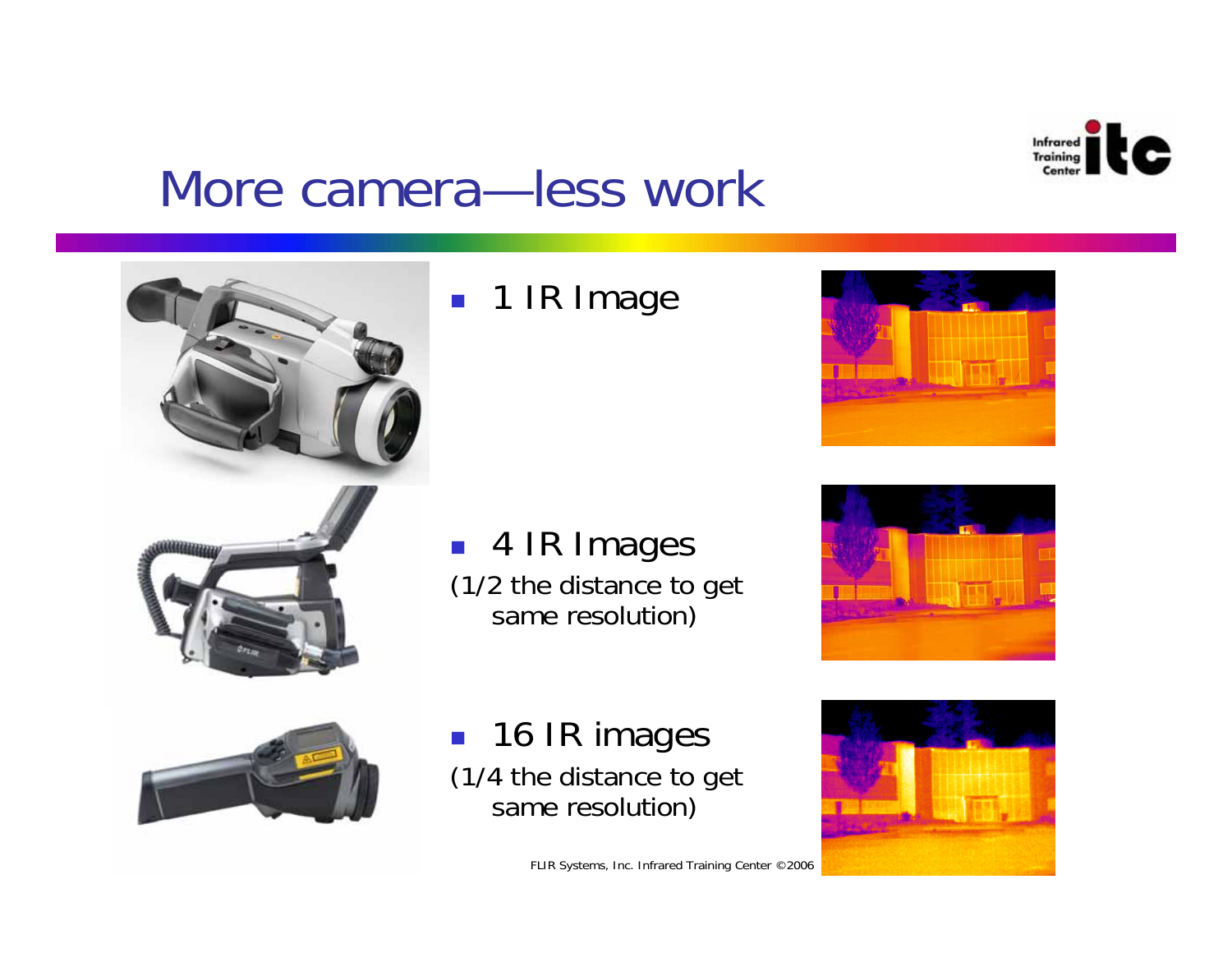# More camera—less work

- 1 IR Image

- 4 IR Images
(1/2 the distance to get same resolution)

- 16 IR images
(1/4 the distance to get same resolution)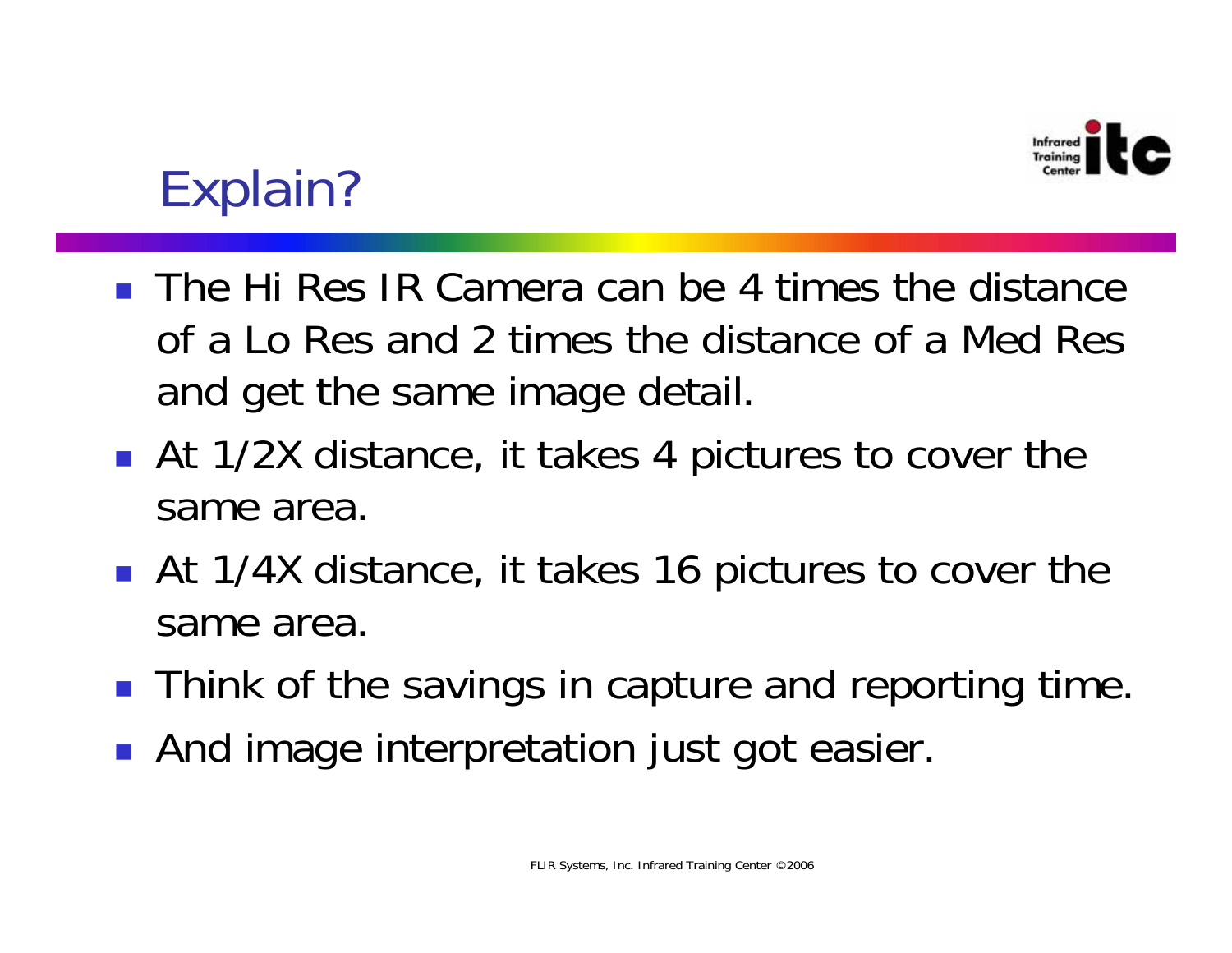# Explain?

- The Hi Res IR Camera can be 4 times the distance of a Lo Res and 2 times the distance of a Med Res and get the same image detail.
- At 1/2X distance, it takes 4 pictures to cover the same area.
- At 1/4X distance, it takes 16 pictures to cover the same area.
- Think of the savings in capture and reporting time.
- And image interpretation just got easier.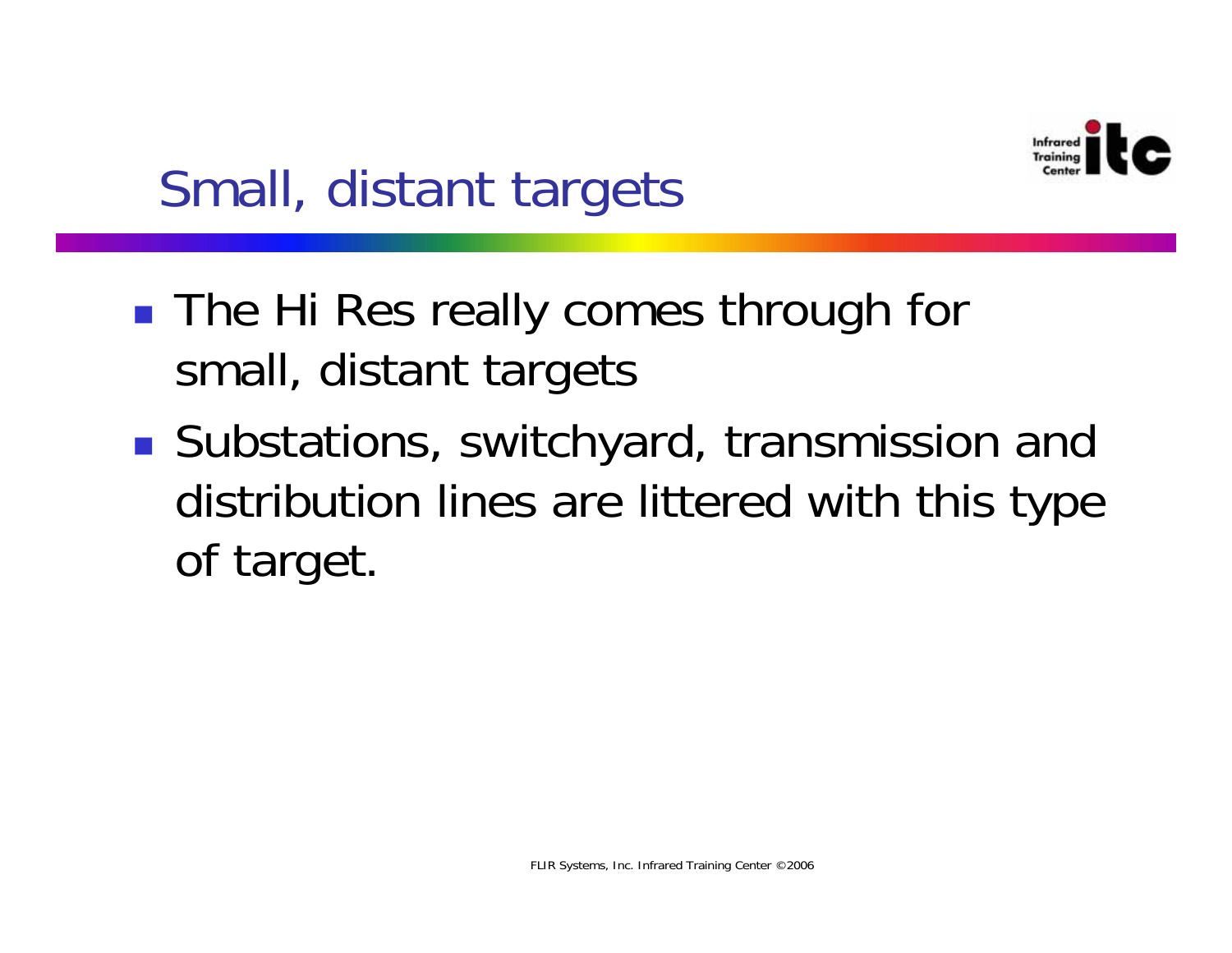## Small, distant targets

- The Hi Res really comes through for small, distant targets
- Substations, switchyard, transmission and distribution lines are littered with this type of target.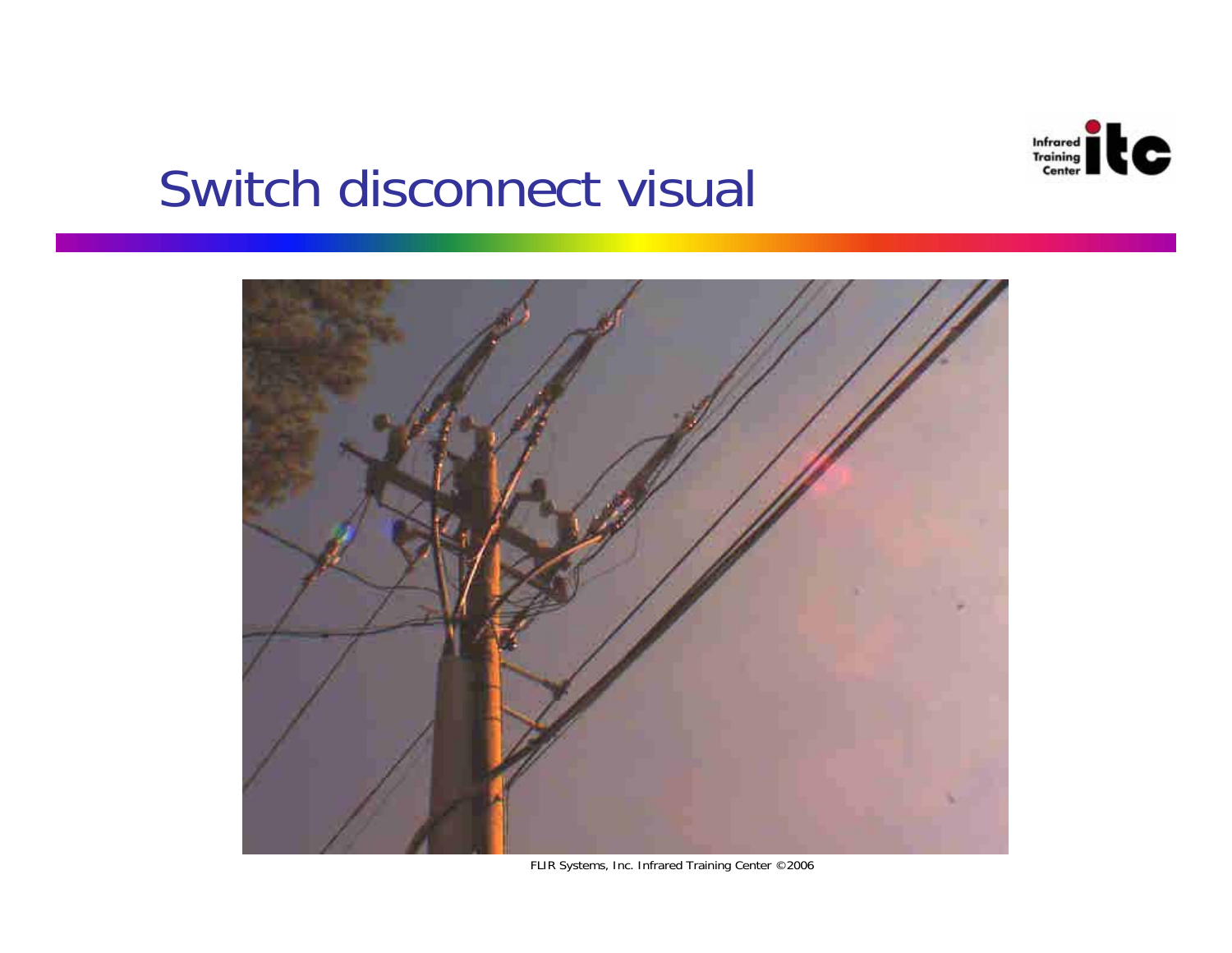# Switch disconnect visual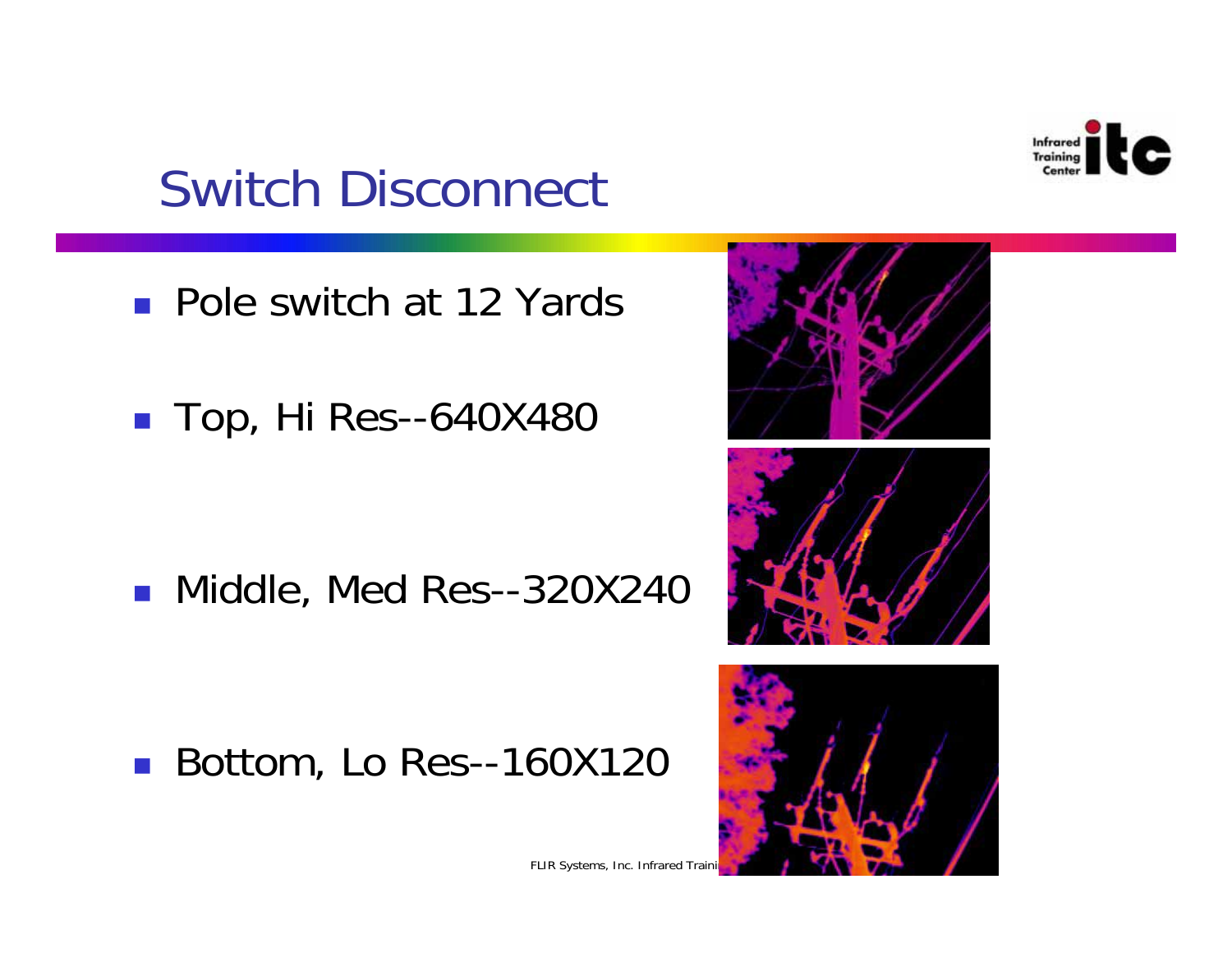# Switch Disconnect

- Pole switch at 12 Yards
- Top, Hi Res--640X480
- Middle, Med Res--320X240
- Bottom, Lo Res--160X120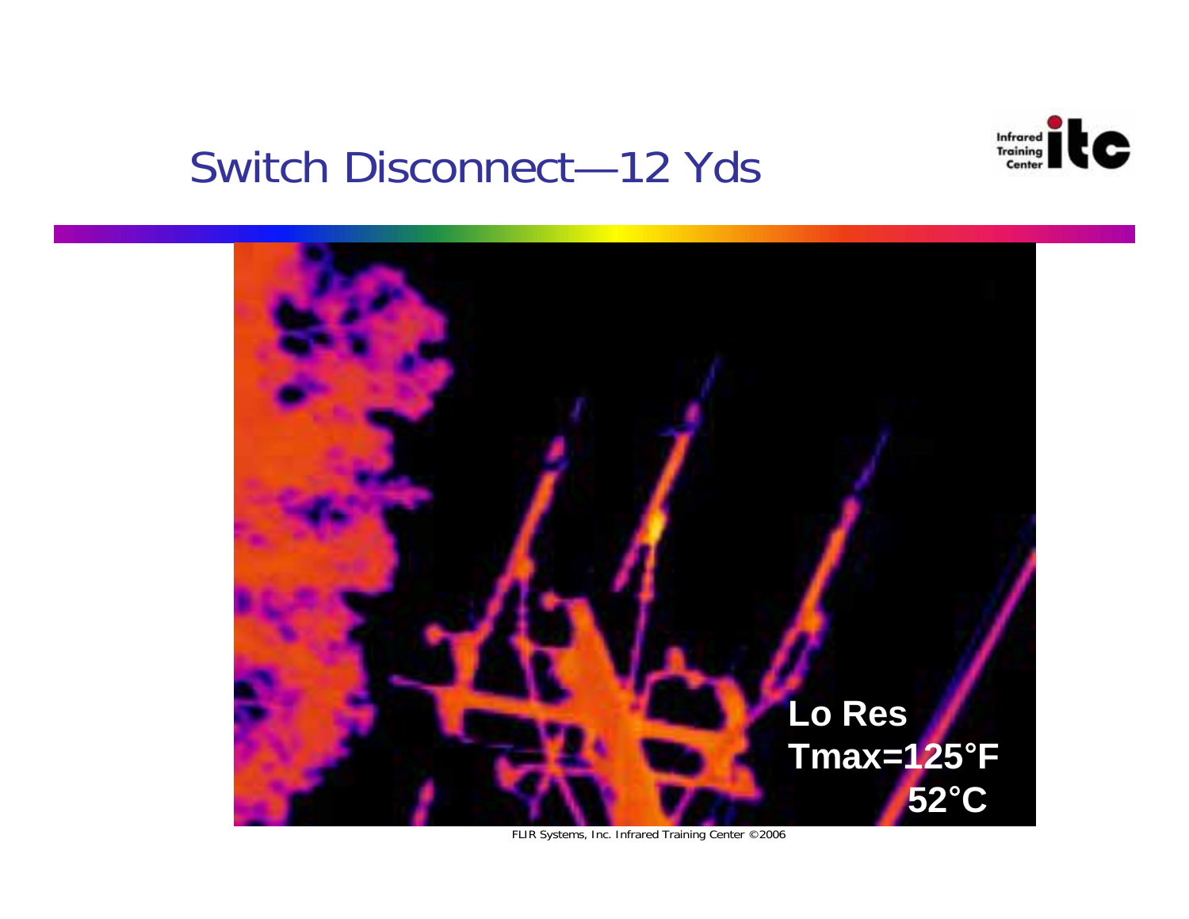# Switch Disconnect—12 Yds

Lo Res
Tmax=125°F
52°C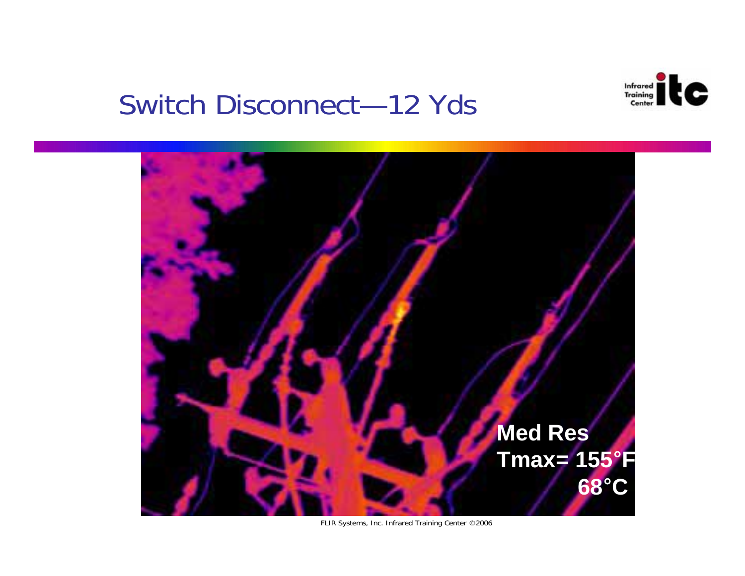# Switch Disconnect—12 Yds

Med Res
Tmax= 155°F
68°C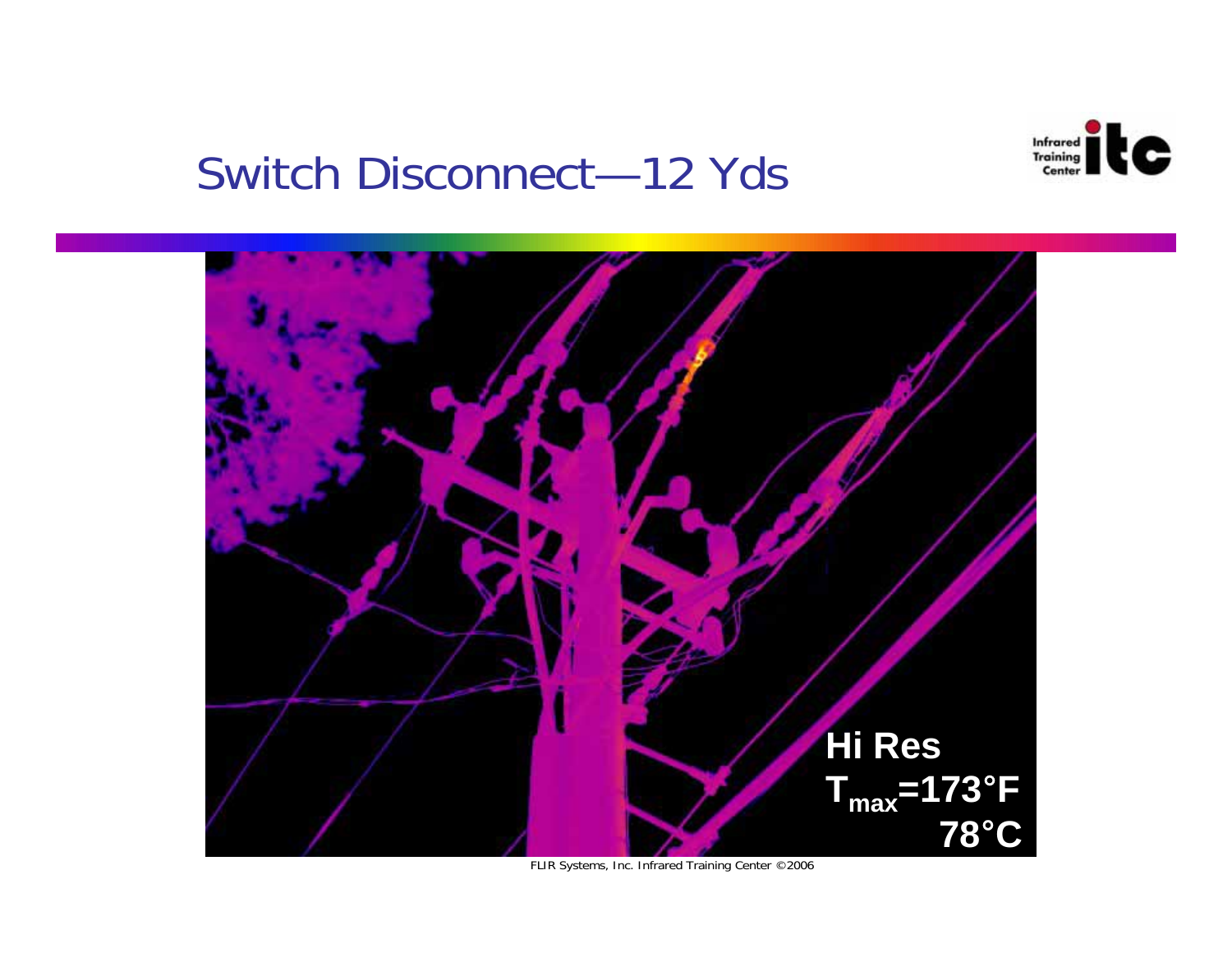# Switch Disconnect—12 Yds

Hi Res
$T_{max}$=173°F
78°C

FLIR Systems, Inc. Infrared Training Center ©2006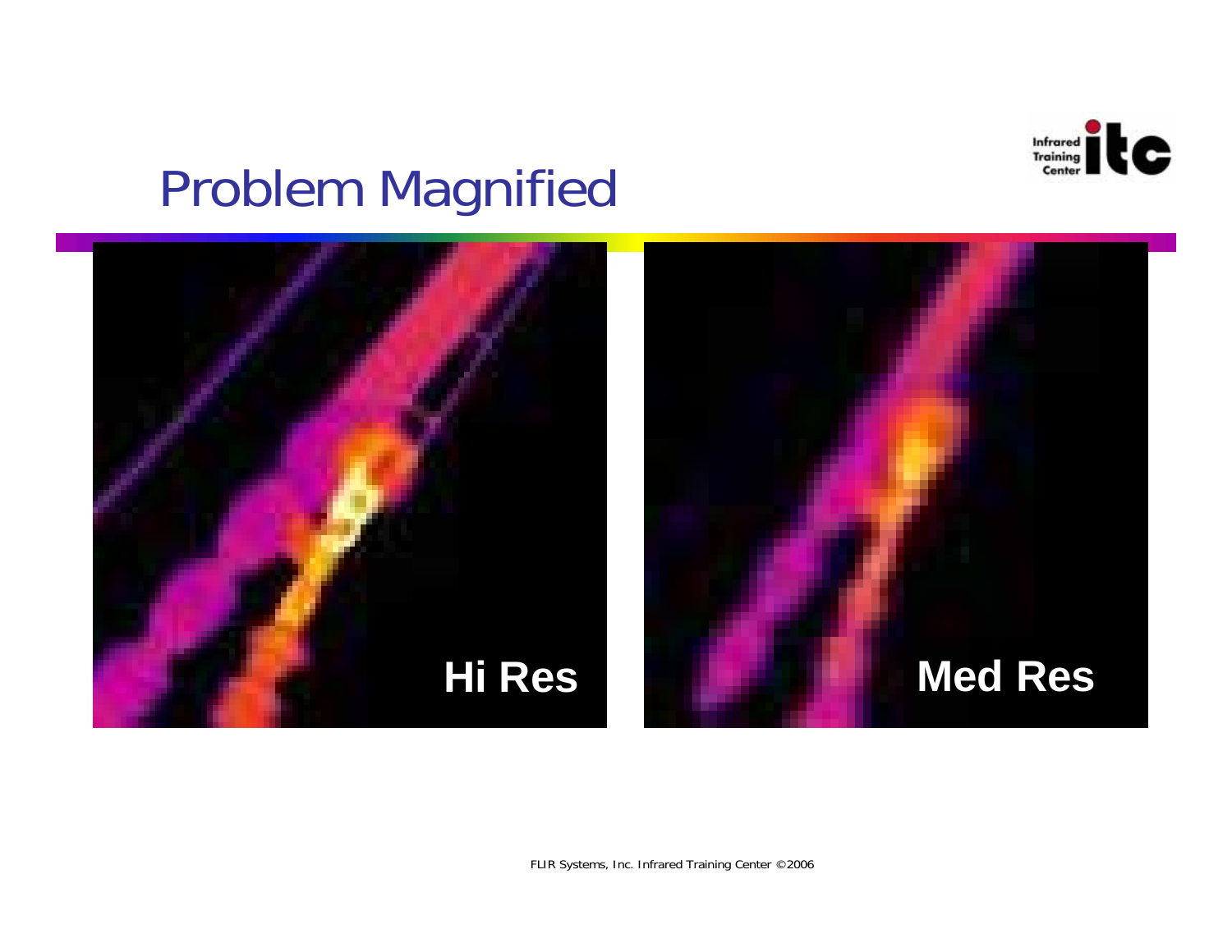# Problem Magnified

Hi Res

Med Res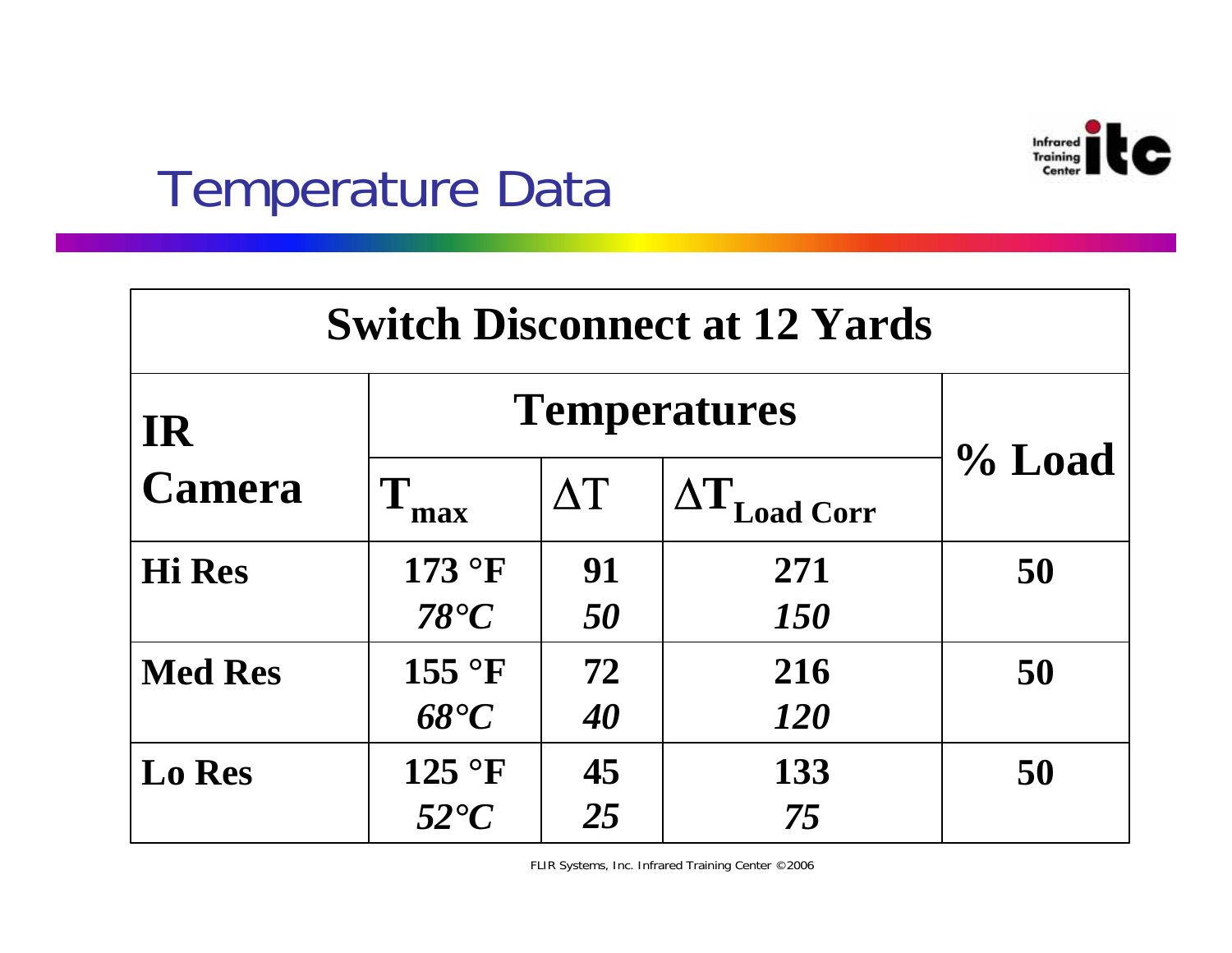# Temperature Data

| Switch Disconnect at 12 Yards | | | | |
|---|---|---|---|---|
| IR Camera | Temperatures | | | % Load |
| | $T_{max}$ | $\Delta T$ | $\Delta T_{Load\ Corr}$ | |
| **Hi Res** | **173 °F** *78°C* | **91** *50* | **271** *150* | **50** |
| **Med Res** | **155 °F** *68°C* | **72** *40* | **216** *120* | **50** |
| **Lo Res** | **125 °F** *52°C* | **45** *25* | **133** *75* | **50** |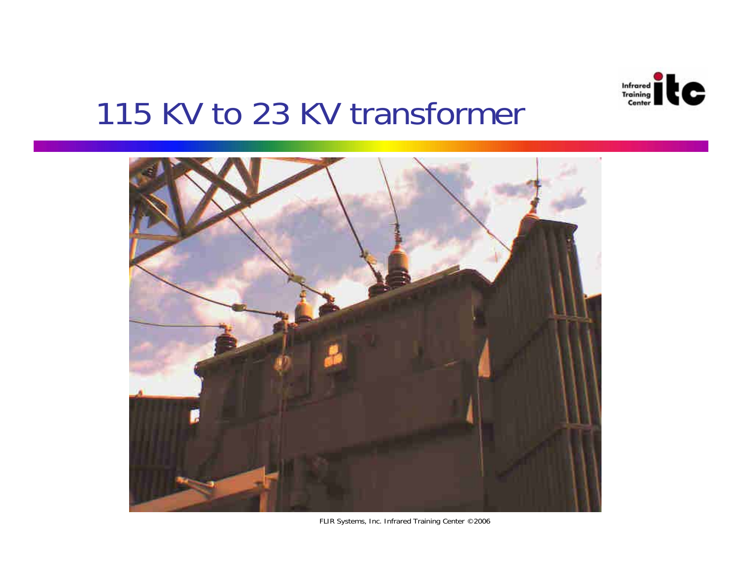# 115 KV to 23 KV transformer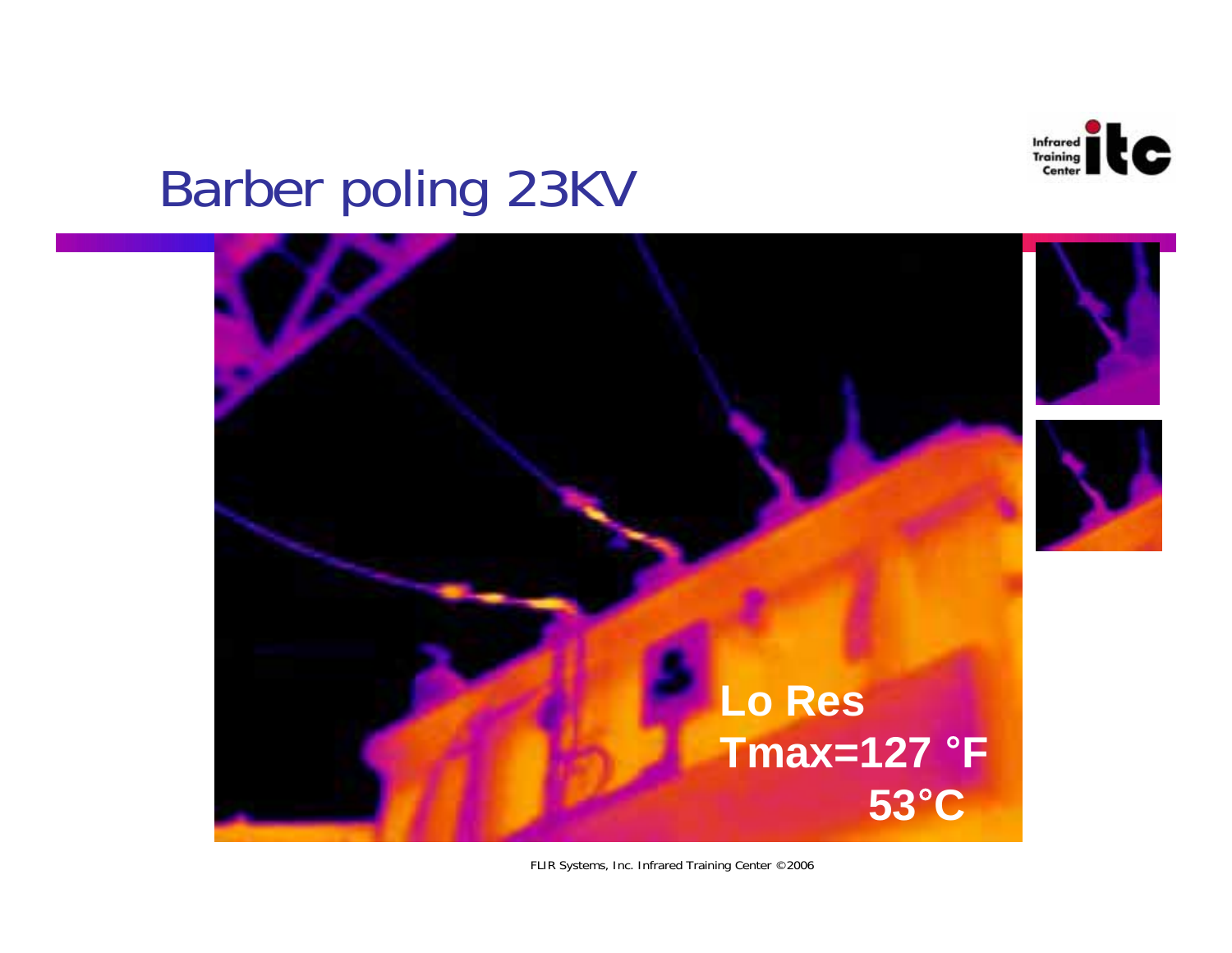# Barber poling 23KV

Lo Res

Tmax=127 °F

53°C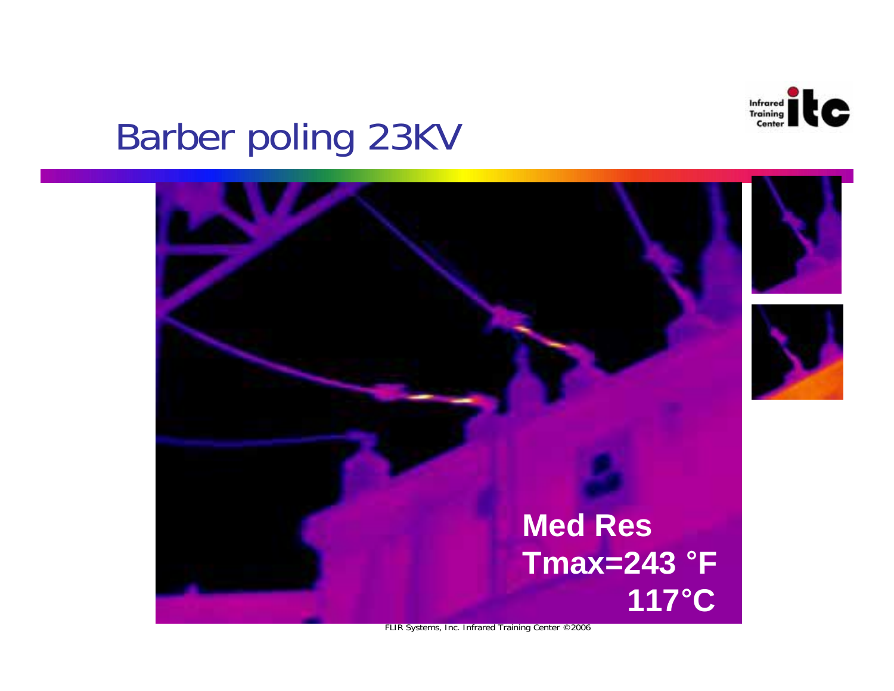# Barber poling 23KV

Med Res
Tmax=243 °F
117°C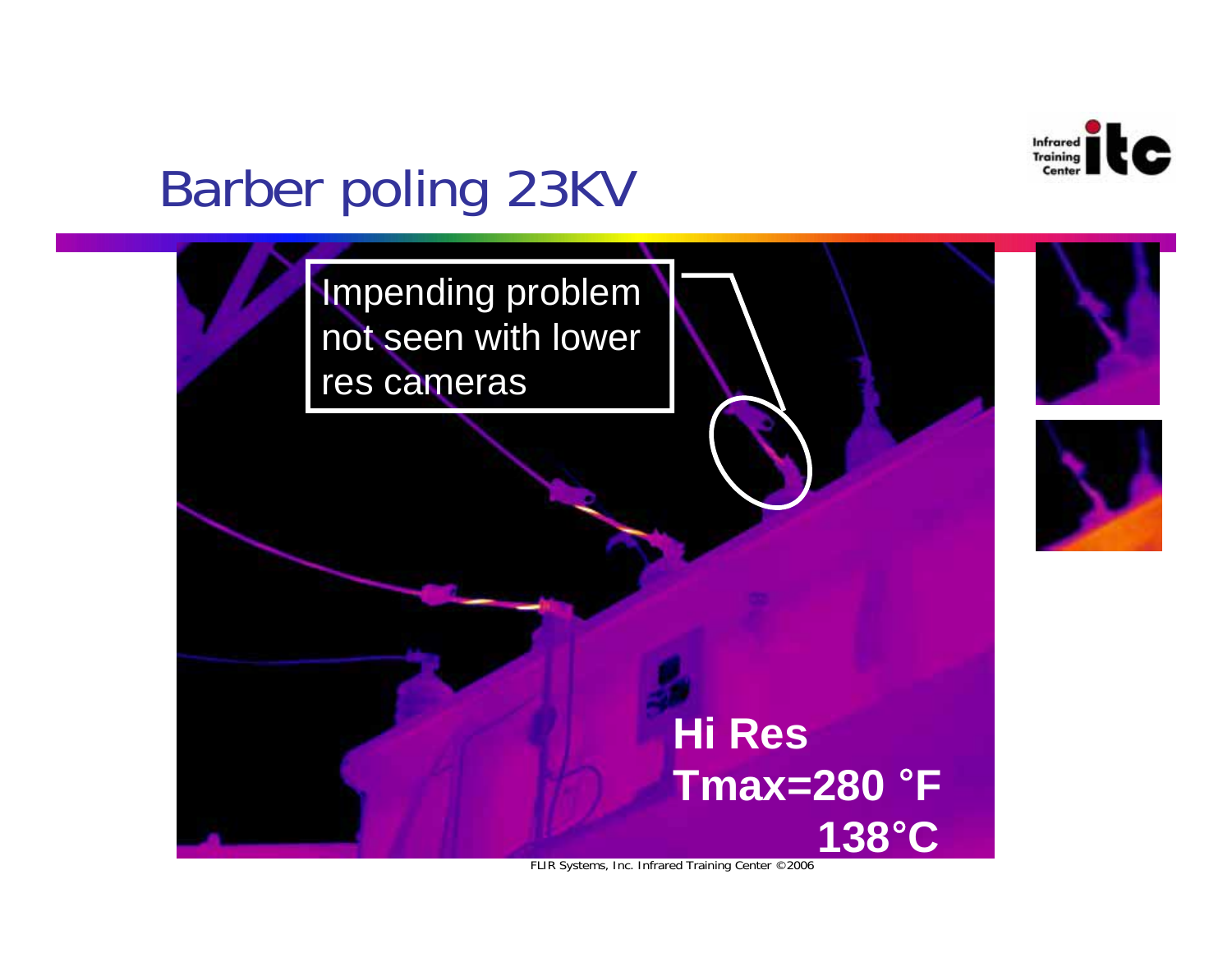# Barber poling 23KV

Impending problem not seen with lower res cameras

**Hi Res**
**Tmax=280 °F**
**138°C**

FLIR Systems, Inc. Infrared Training Center ©2006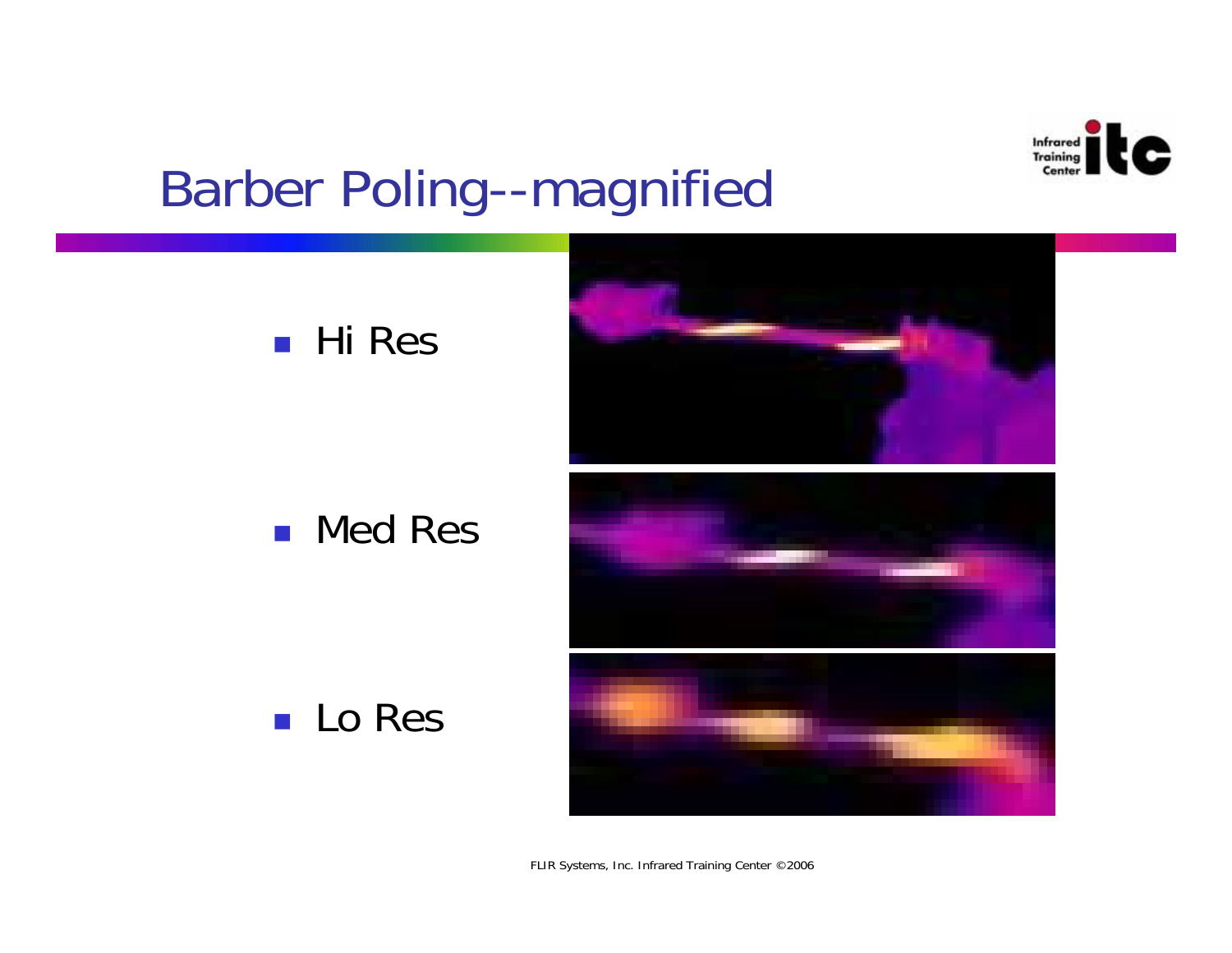# Barber Poling--magnified

- Hi Res
- Med Res
- Lo Res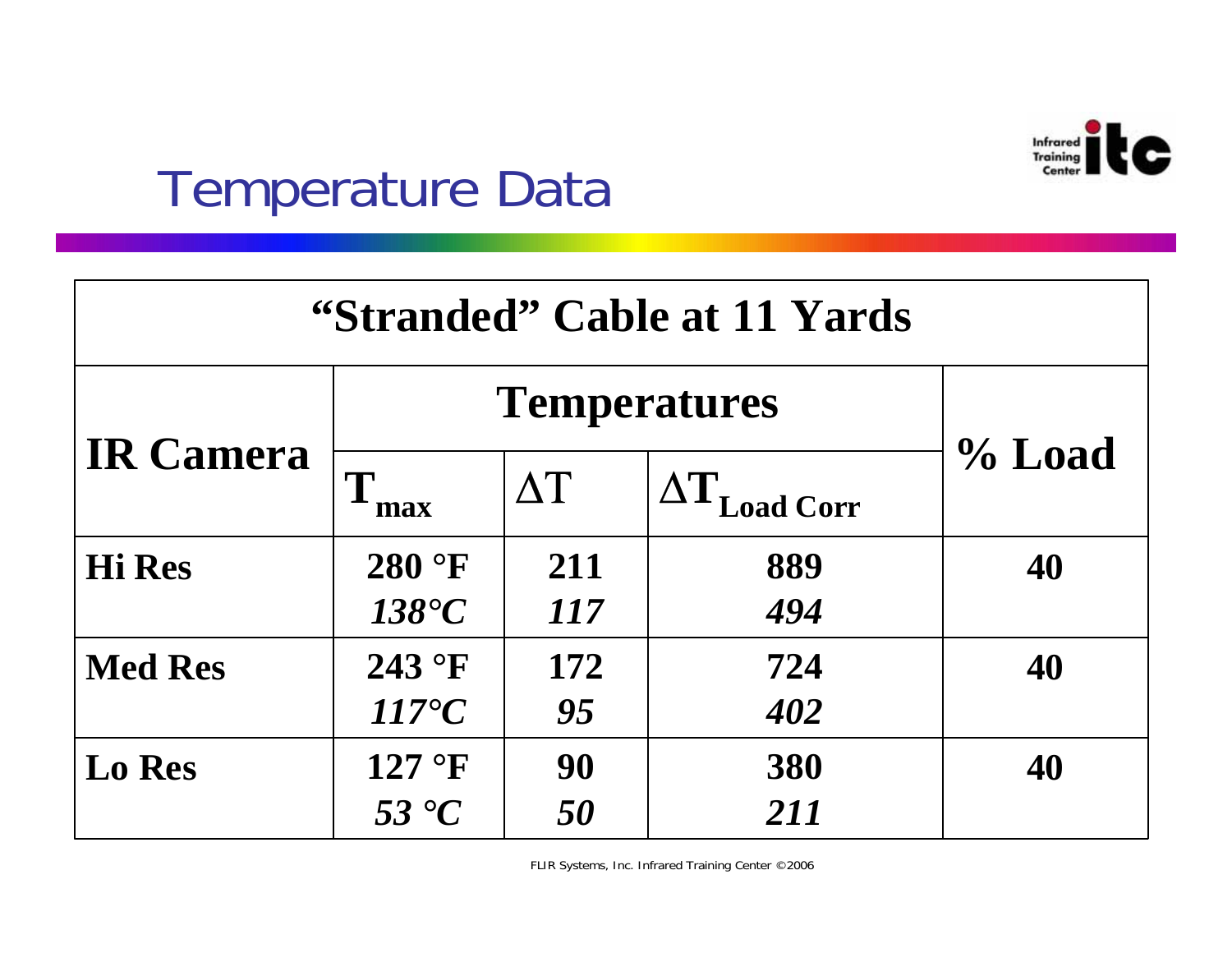# Temperature Data

| “Stranded” Cable at 11 Yards | | | | |
|---|---|---|---|---|
| **IR Camera** | **Temperatures** | | | **% Load** |
| | $T_{max}$ | $\Delta T$ | $\Delta T_{Load\ Corr}$ | |
| **Hi Res** | **280 °F** *138°C* | **211** *117* | **889** *494* | **40** |
| **Med Res** | **243 °F** *117°C* | **172** *95* | **724** *402* | **40** |
| **Lo Res** | **127 °F** *53 °C* | **90** *50* | **380** *211* | **40** |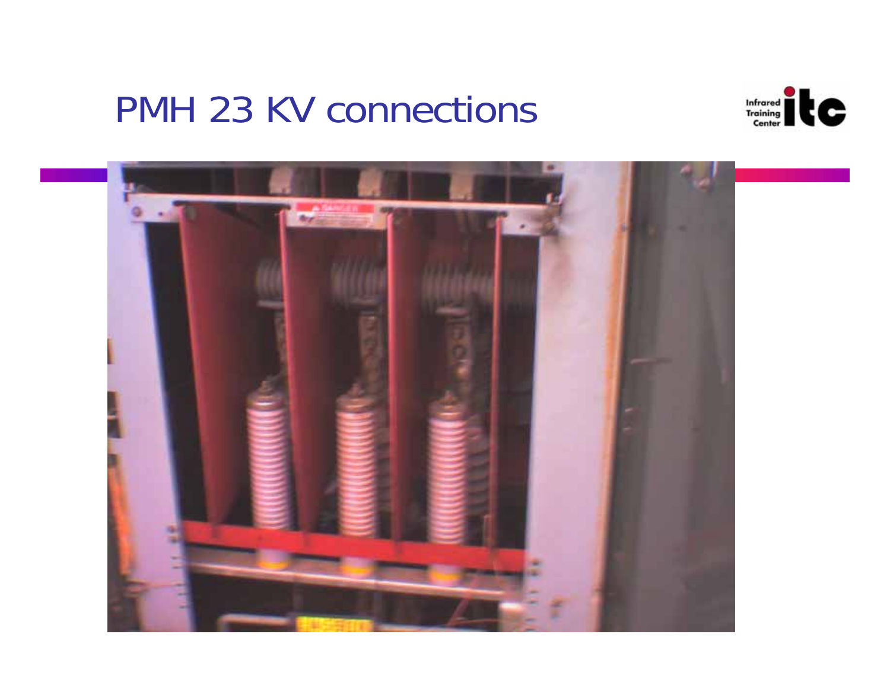# PMH 23 KV connections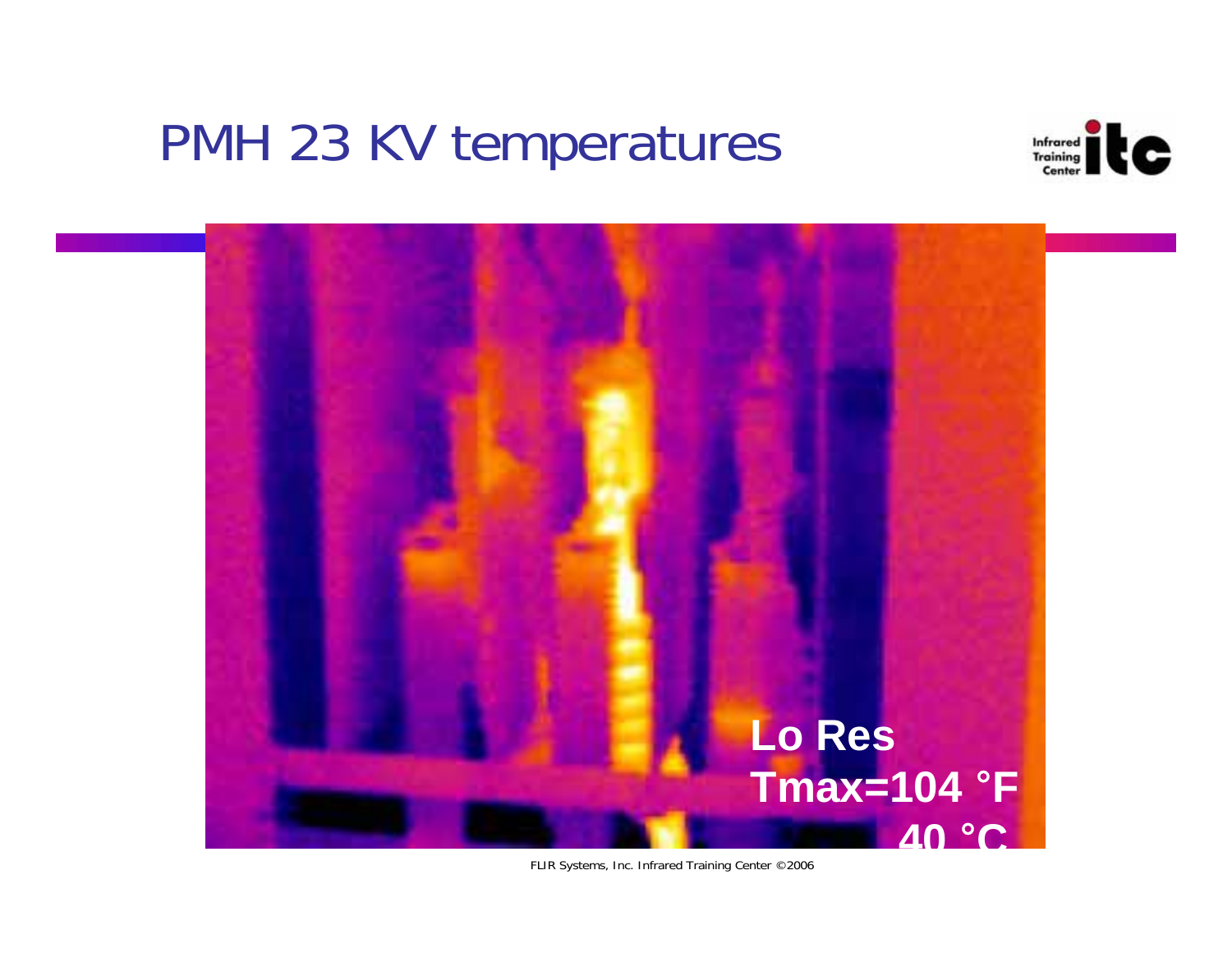# PMH 23 KV temperatures

Lo Res
Tmax=104 °F
40 °C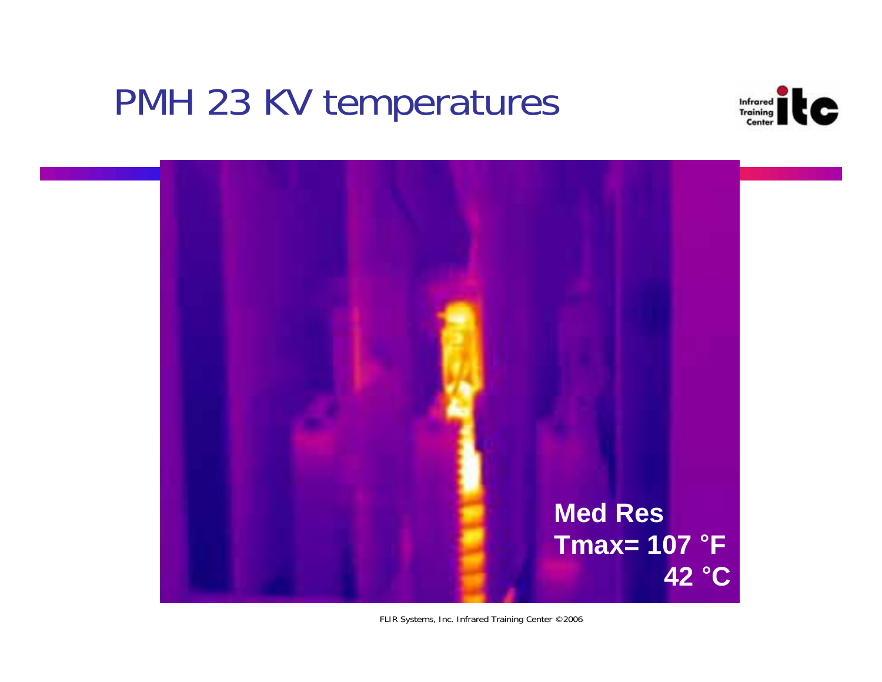# PMH 23 KV temperatures

Med Res

Tmax= 107 °F

42 °C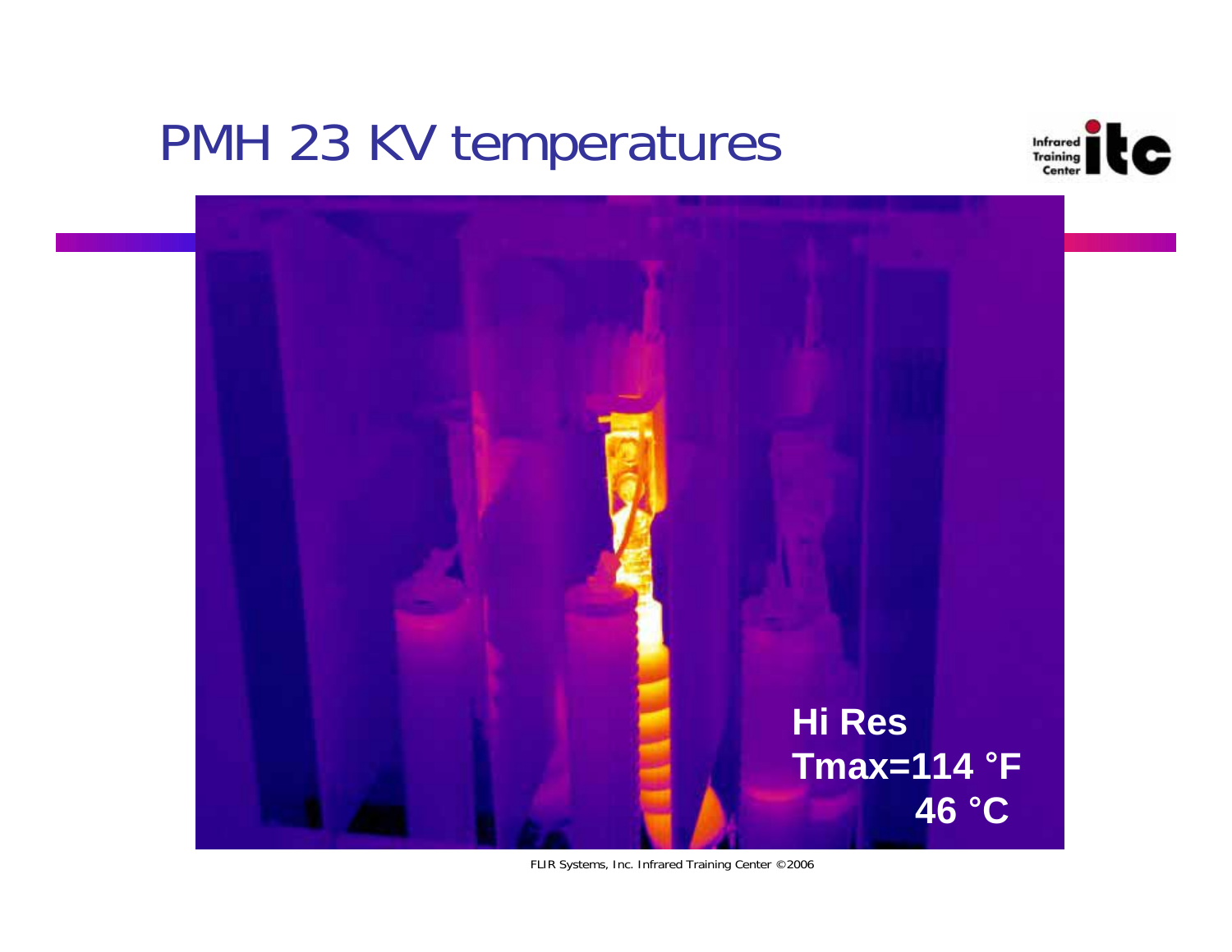# PMH 23 KV temperatures

**Hi Res**
**Tmax=114 °F**
**46 °C**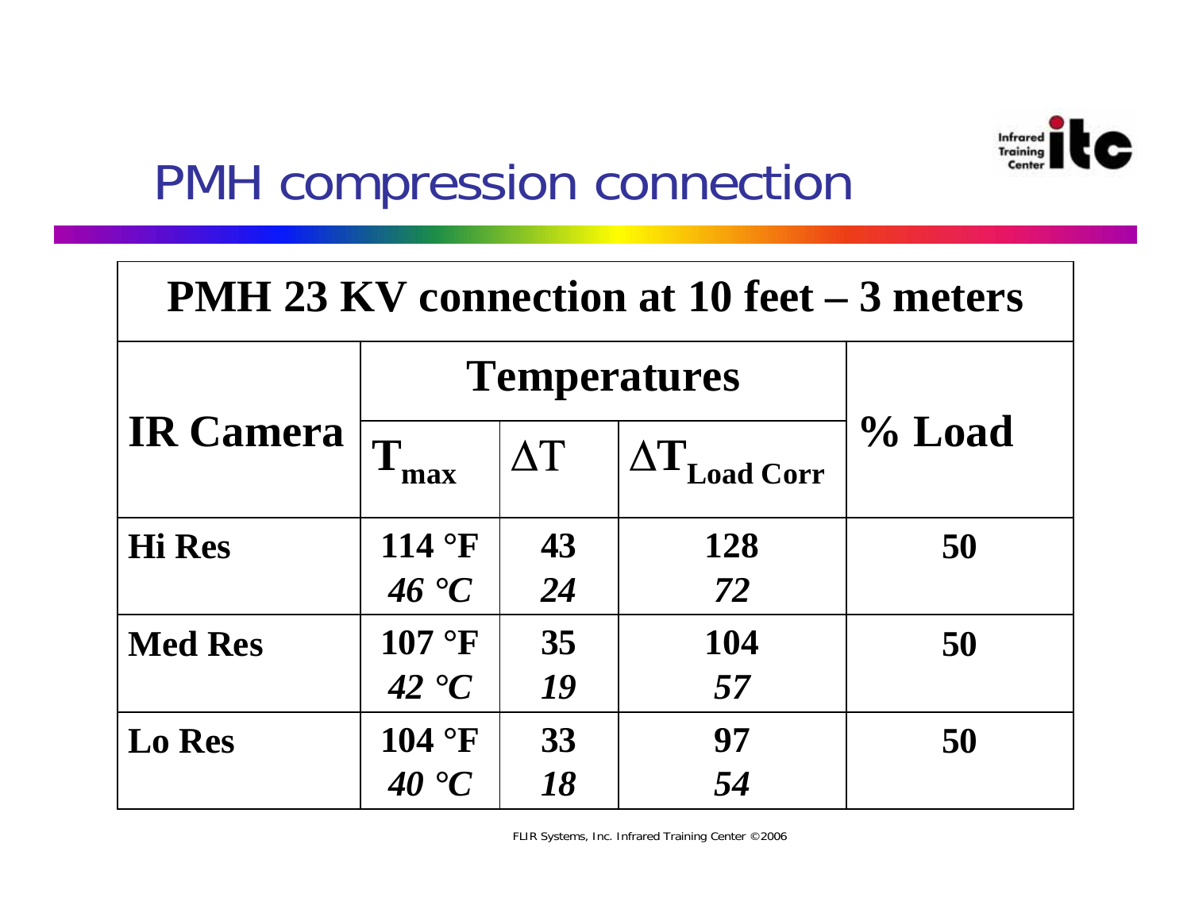# PMH compression connection

| **PMH 23 KV connection at 10 feet – 3 meters** | | | | |
|---|---|---|---|---|
| **IR Camera** | **Temperatures** | | | **% Load** |
| | $T_{max}$ | $\Delta T$ | $\Delta T_{Load\ Corr}$ | |
| **Hi Res** | **114 °F** *46 °C* | **43** *24* | **128** *72* | **50** |
| **Med Res** | **107 °F** *42 °C* | **35** *19* | **104** *57* | **50** |
| **Lo Res** | **104 °F** *40 °C* | **33** *18* | **97** *54* | **50** |

FLIR Systems, Inc. Infrared Training Center ©2006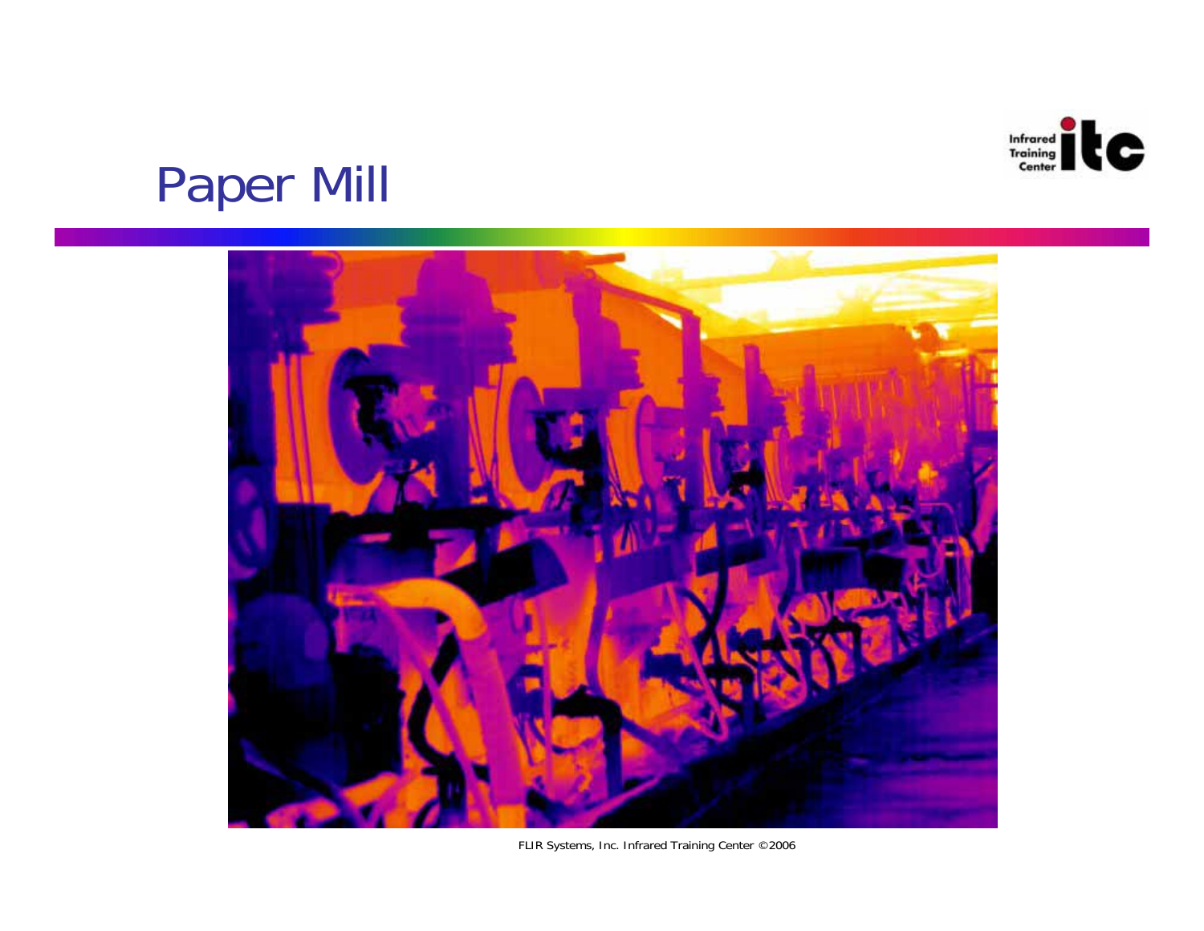# Paper Mill

FLIR Systems, Inc. Infrared Training Center ©2006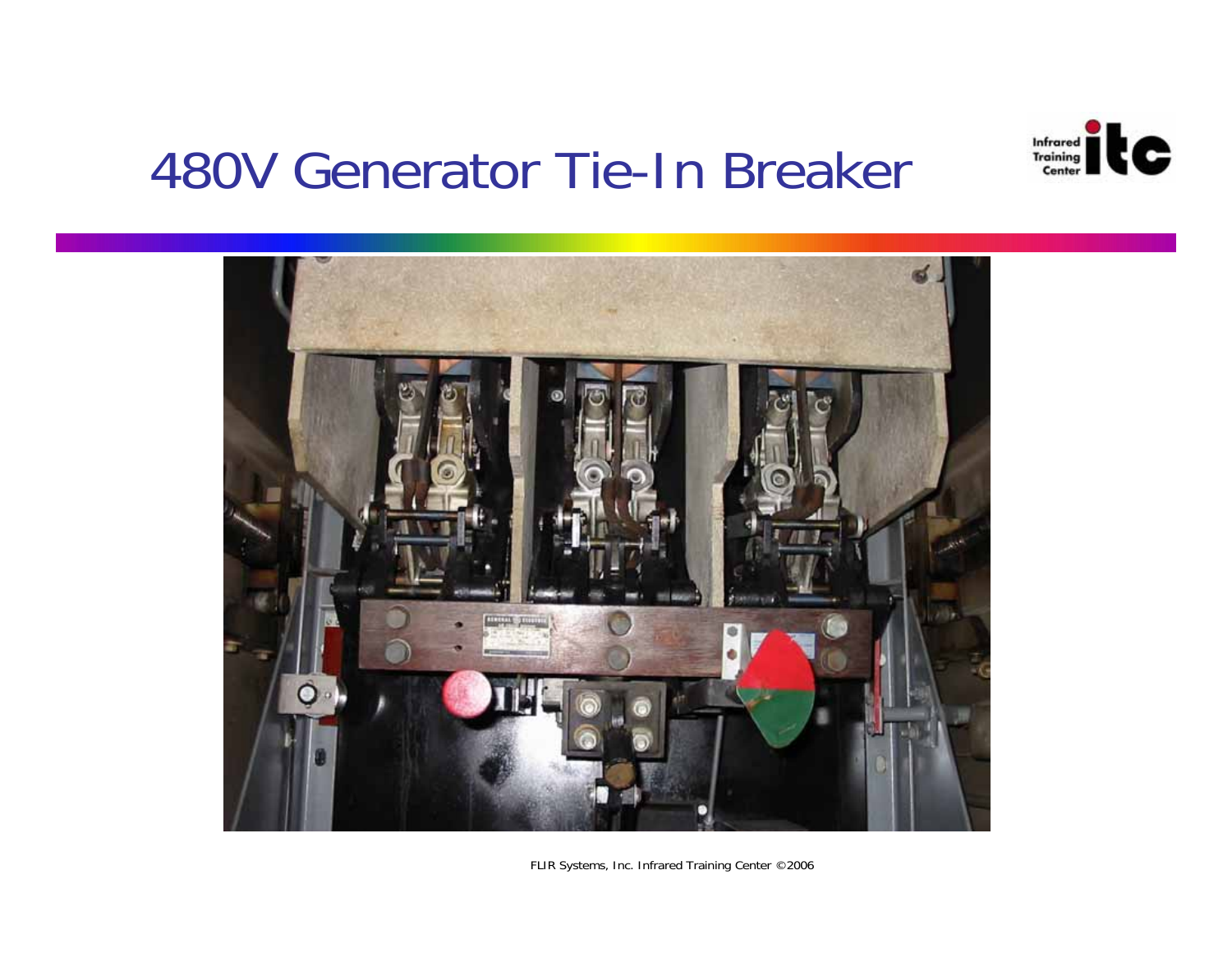# 480V Generator Tie-In Breaker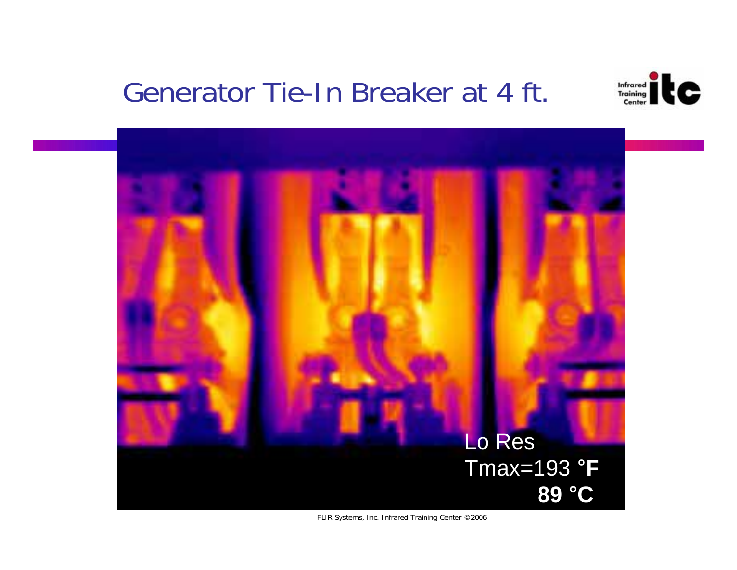# Generator Tie-In Breaker at 4 ft.

Lo Res

Tmax=193 °F

89 °C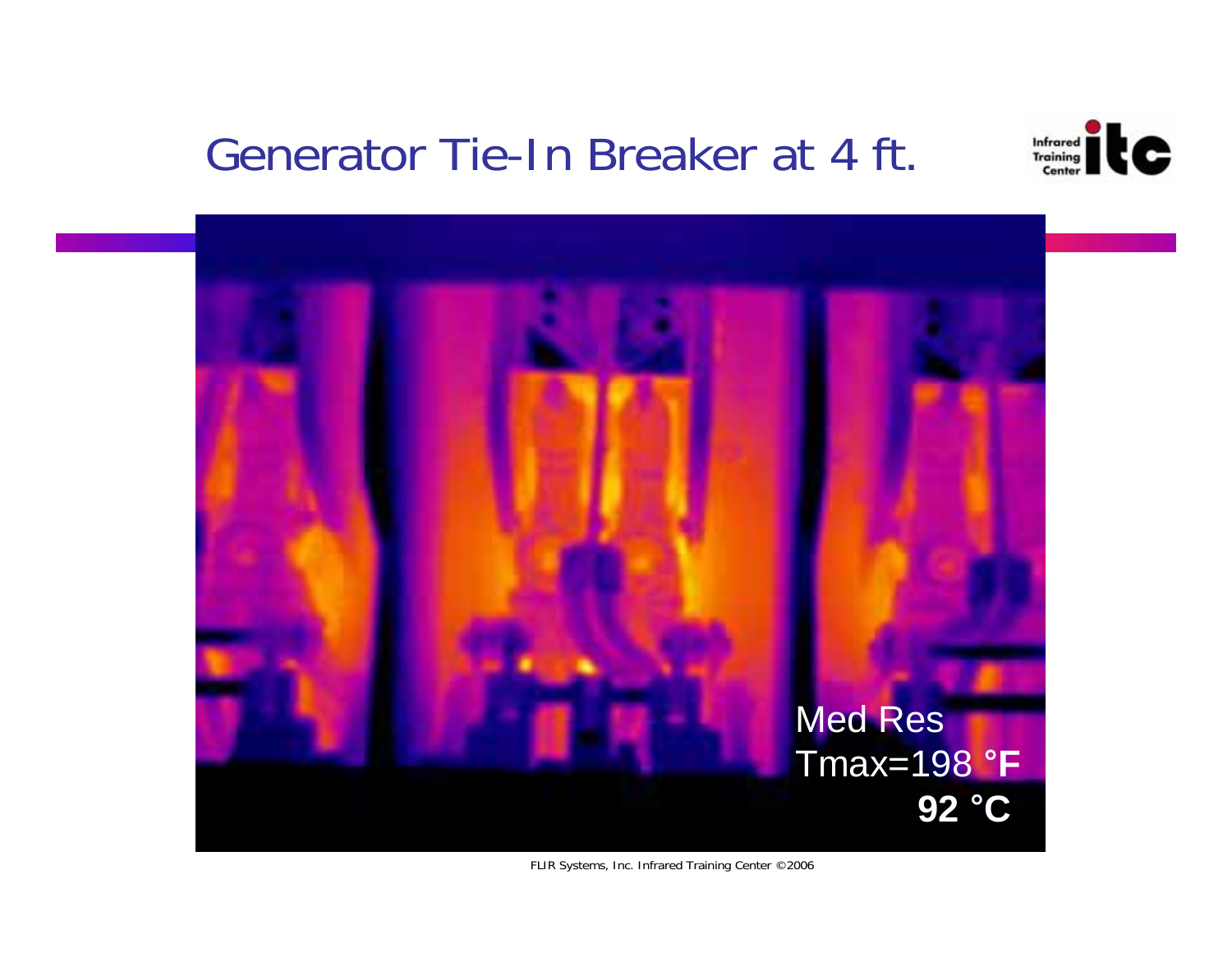# Generator Tie-In Breaker at 4 ft.

Med Res

Tmax=198 °F

92 °C

FLIR Systems, Inc. Infrared Training Center ©2006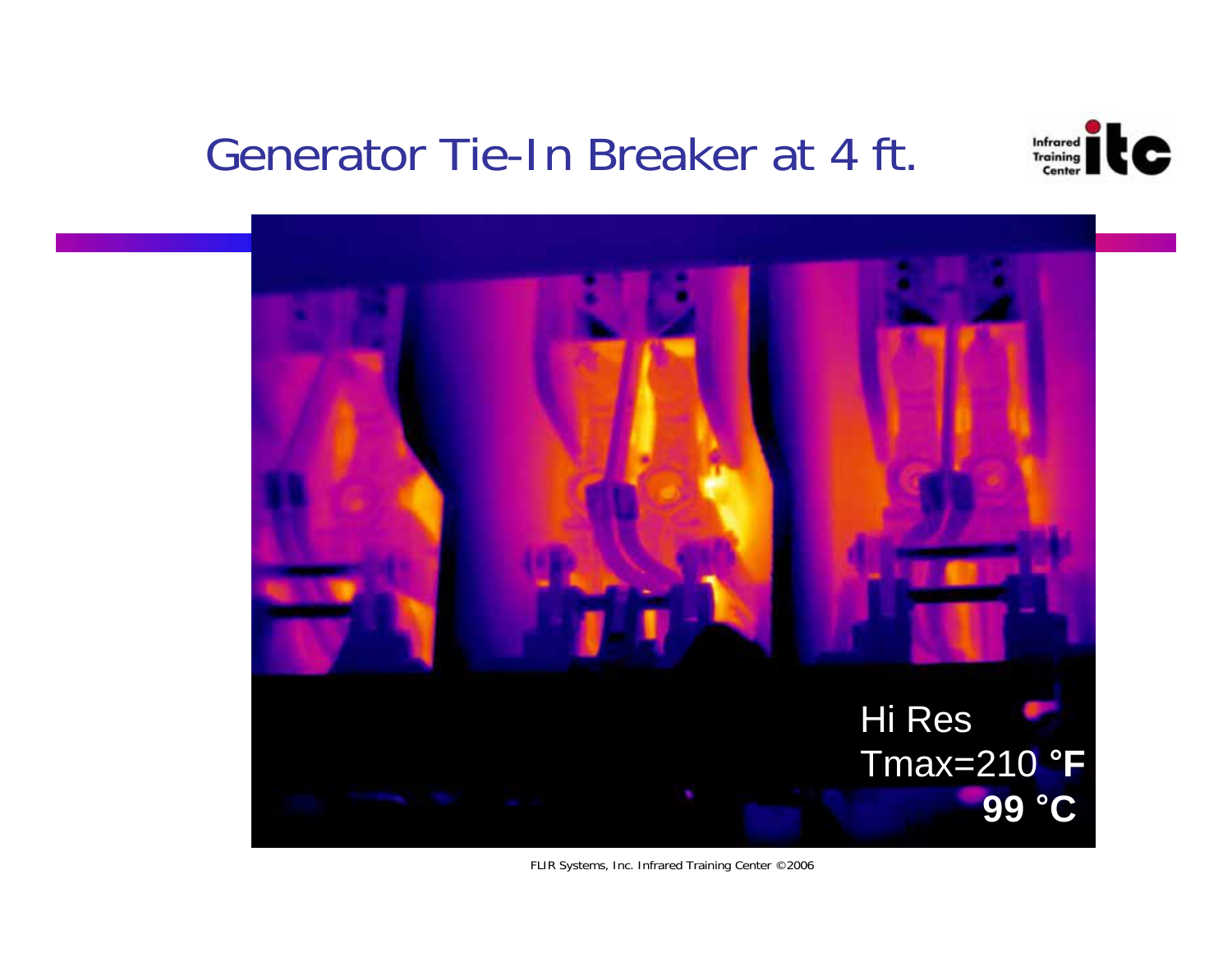# Generator Tie-In Breaker at 4 ft.

Hi Res
Tmax=210 **°F**
**99 °C**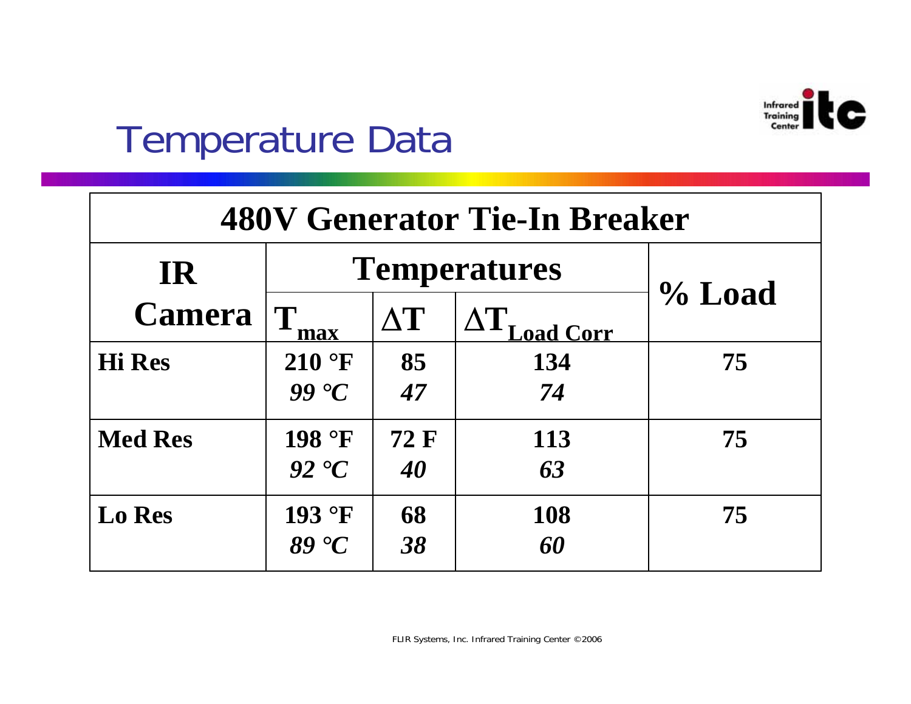# Temperature Data

| 480V Generator Tie-In Breaker | | | | |
|---|---|---|---|---|
| **IR Camera** | **Temperatures** | | | **% Load** |
| | $T_{max}$ | $\Delta T$ | $\Delta T_{Load\ Corr}$ | |
| **Hi Res** | **210 °F** ***99 °C*** | **85** ***47*** | **134** ***74*** | **75** |
| **Med Res** | **198 °F** ***92 °C*** | **72 F** ***40*** | **113** ***63*** | **75** |
| **Lo Res** | **193 °F** ***89 °C*** | **68** ***38*** | **108** ***60*** | **75** |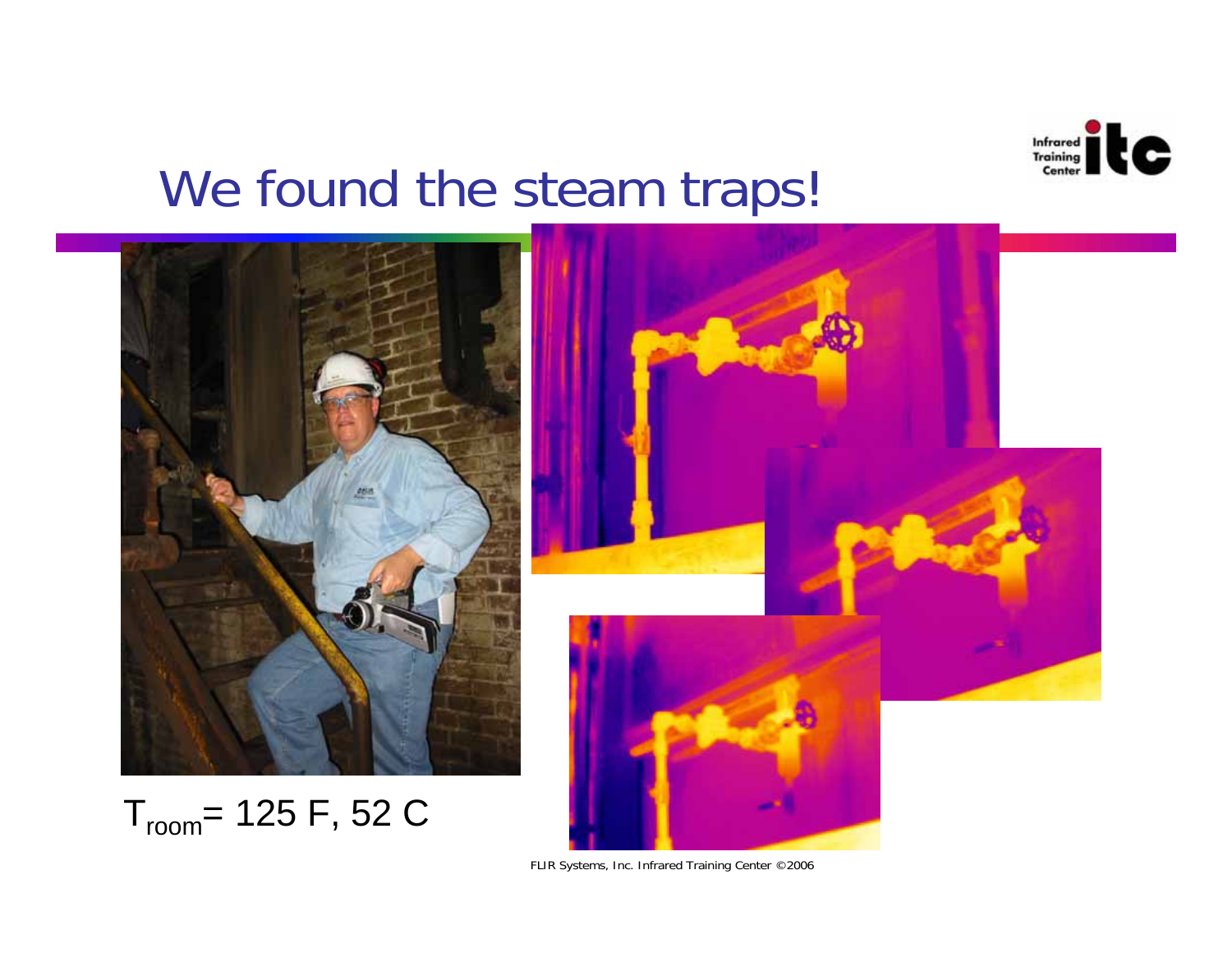# We found the steam traps!

$T_{room}$ = 125 F, 52 C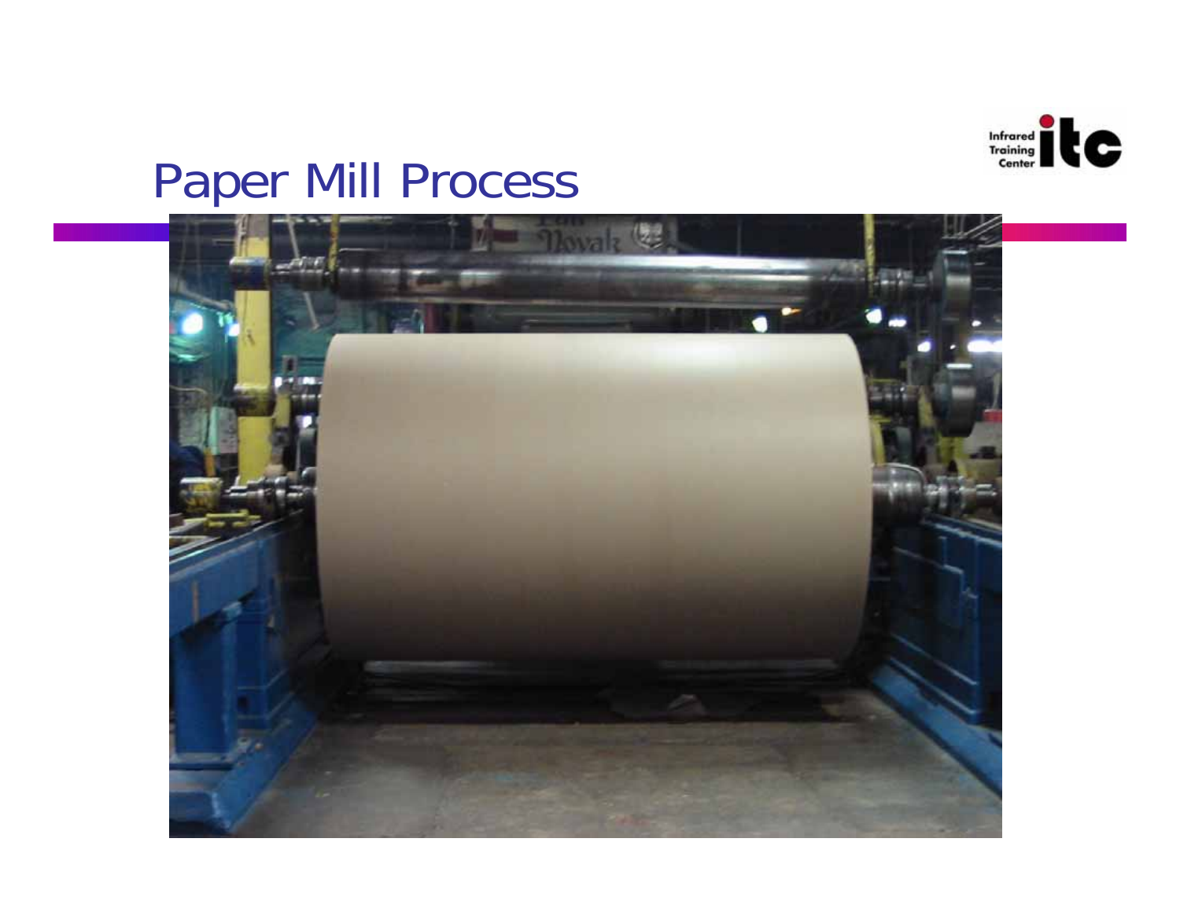# Paper Mill Process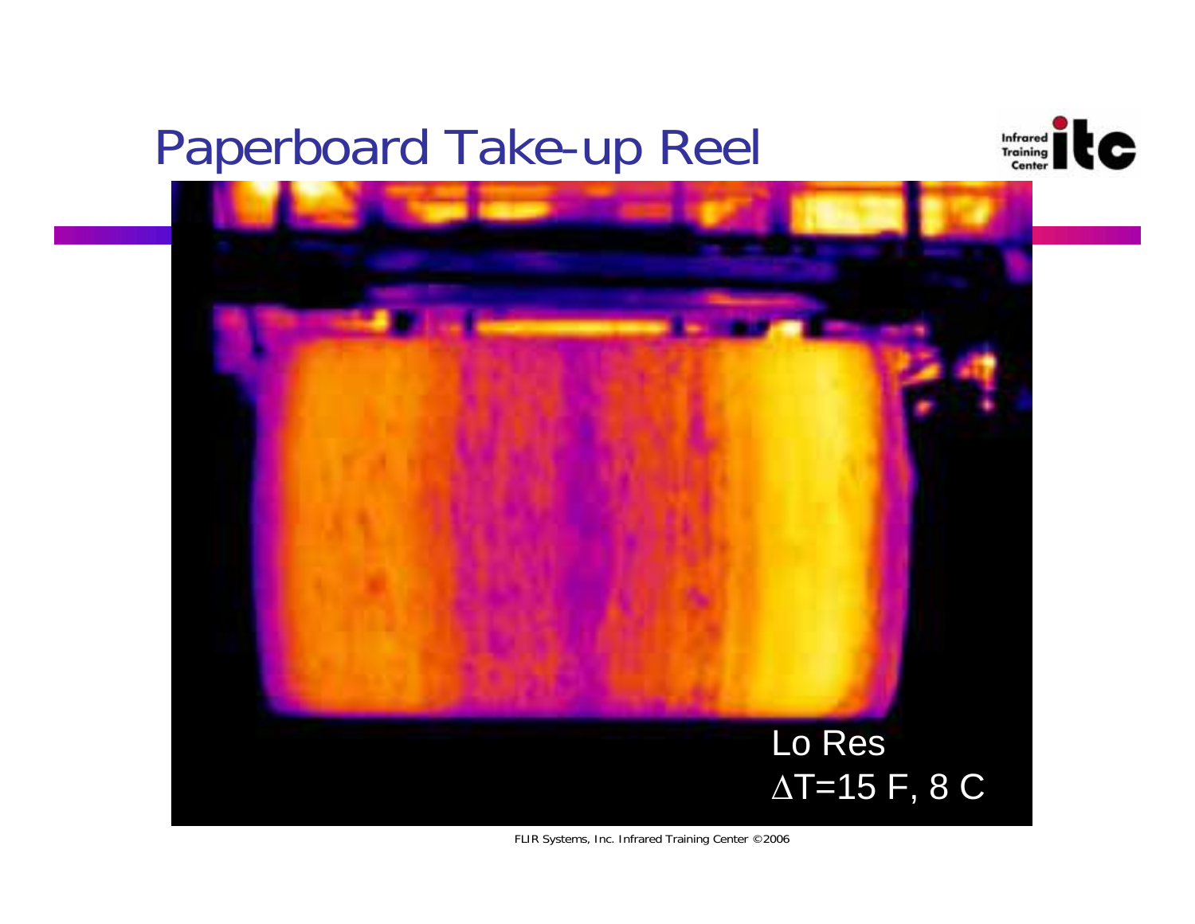# Paperboard Take-up Reel

Lo Res

$\Delta$T=15 F, 8 C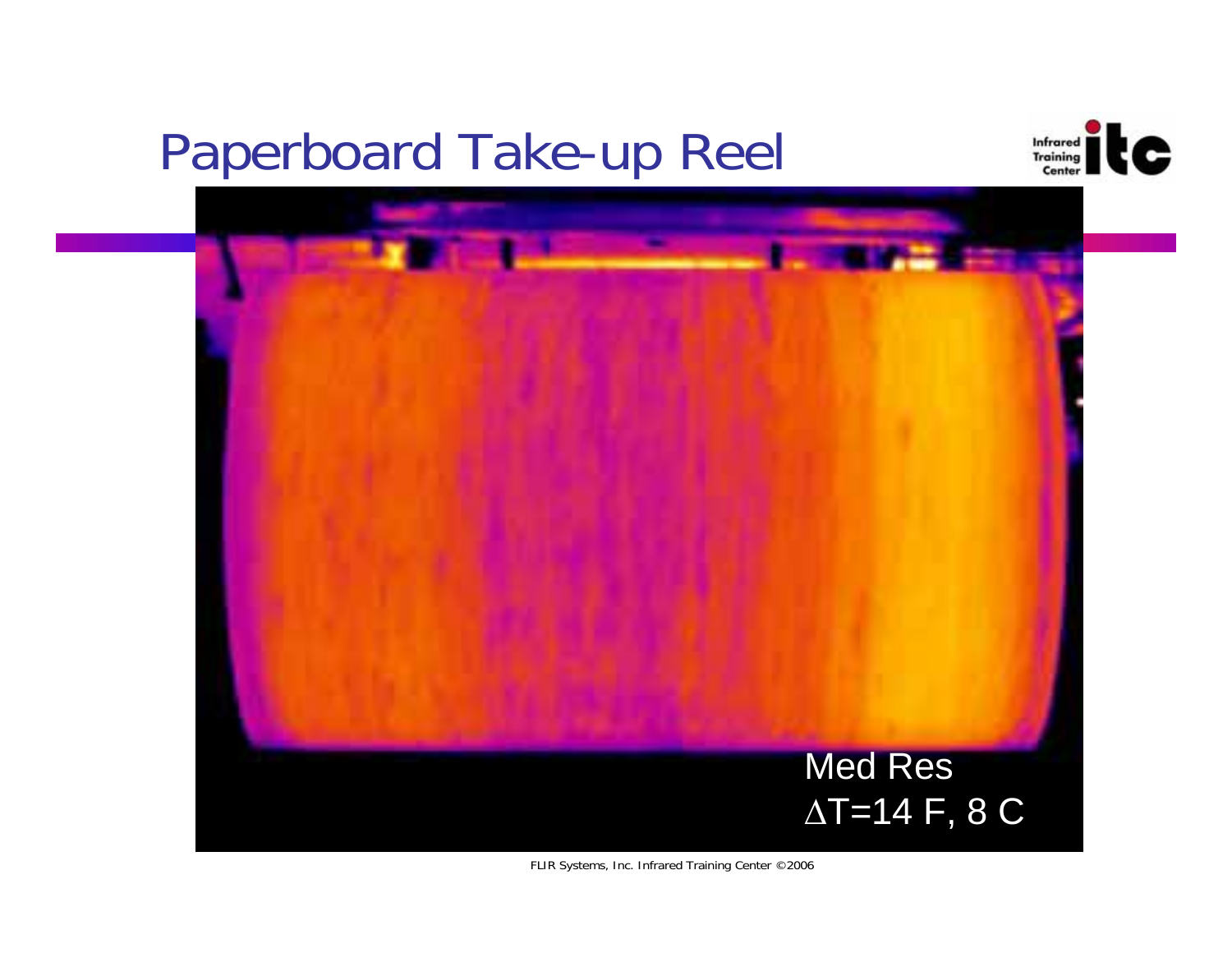# Paperboard Take-up Reel

Med Res
$\Delta$T=14 F, 8 C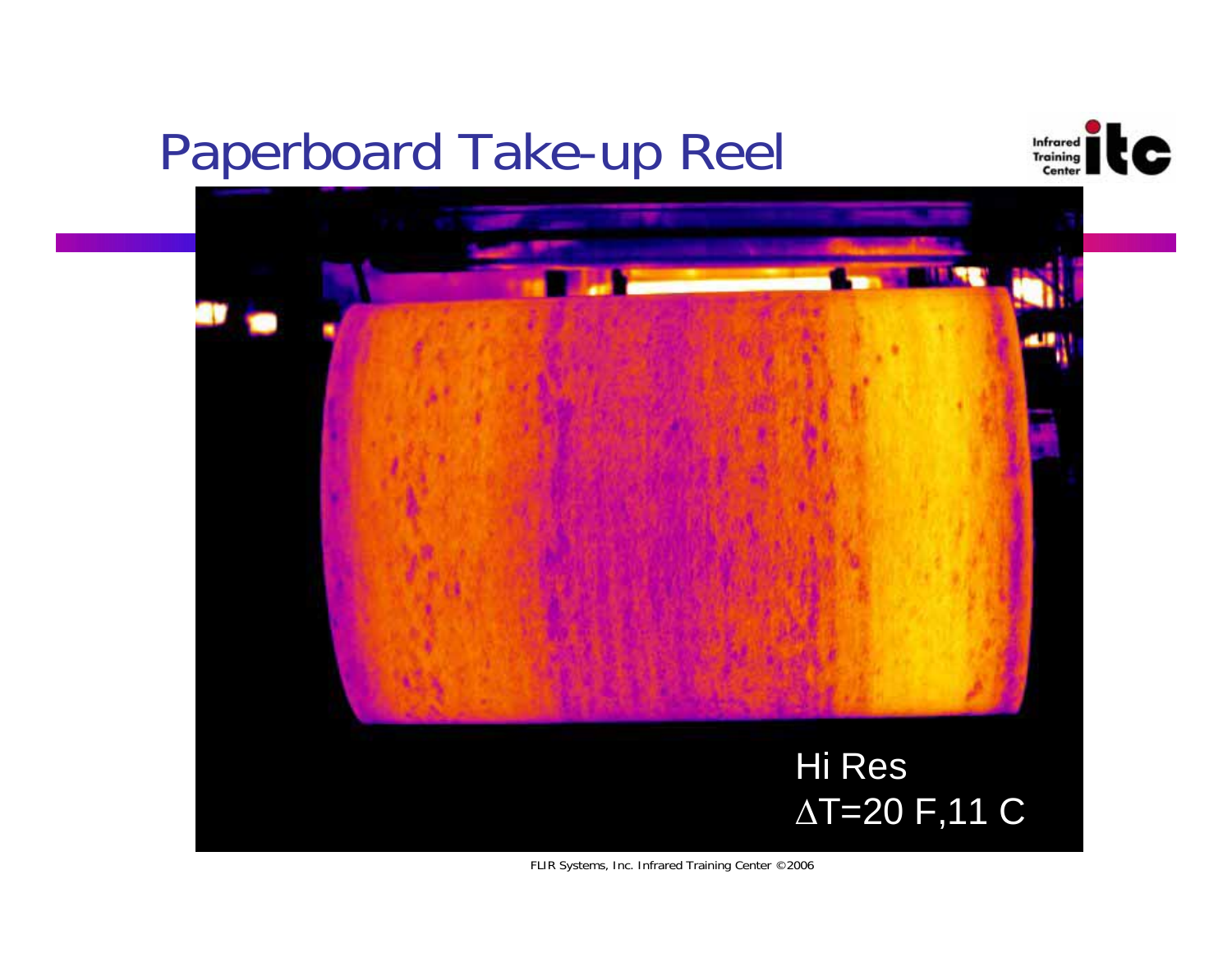# Paperboard Take-up Reel

Hi Res
$\Delta$T=20 F,11 C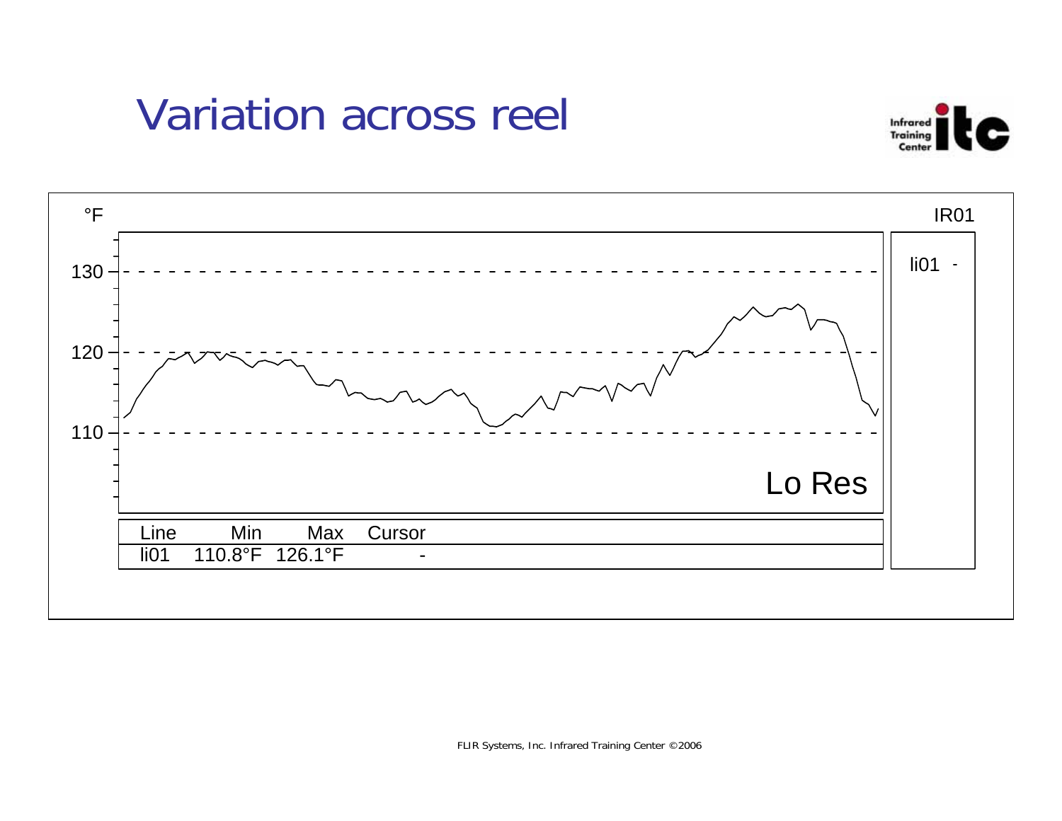# Variation across reel

°F

IR01

li01 -

130

120

110

Lo Res

| Line | Min | Max | Cursor |
| --- | --- | --- | --- |
| li01 | 110.8°F | 126.1°F | - |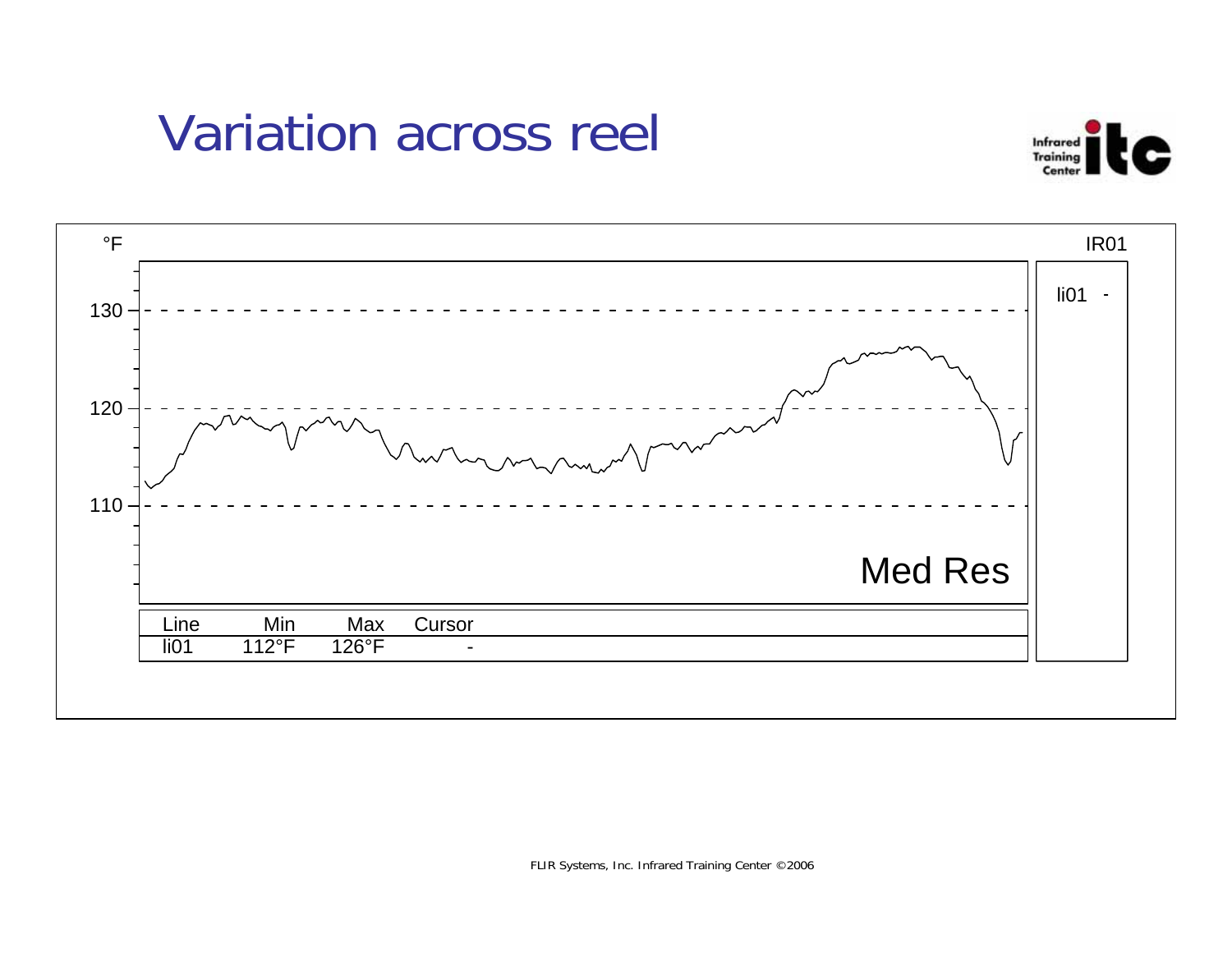# Variation across reel

°F

IR01

li01 -

130

120

110

Med Res

| Line | Min | Max | Cursor |
| --- | --- | --- | --- |
| li01 | 112°F | 126°F | - |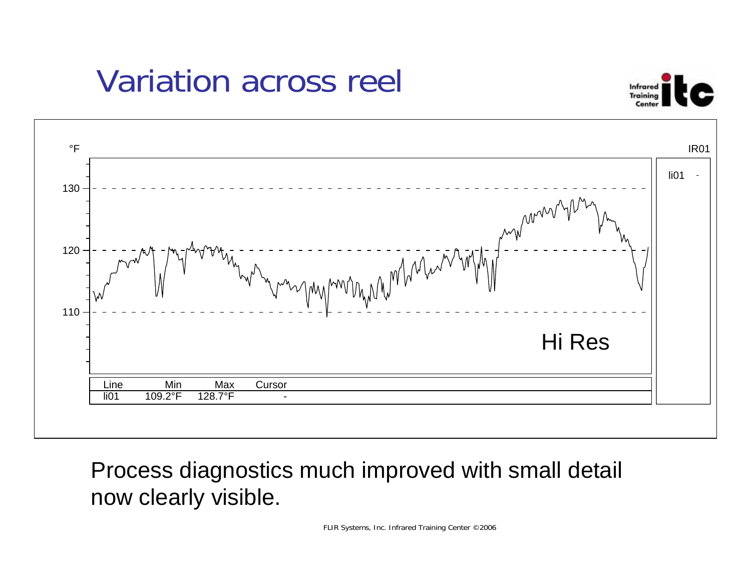# Variation across reel

°F

IR01

li01 -

130

120

110

Hi Res

| Line | Min | Max | Cursor |
| --- | --- | --- | --- |
| li01 | 109.2°F | 128.7°F | - |

Process diagnostics much improved with small detail now clearly visible.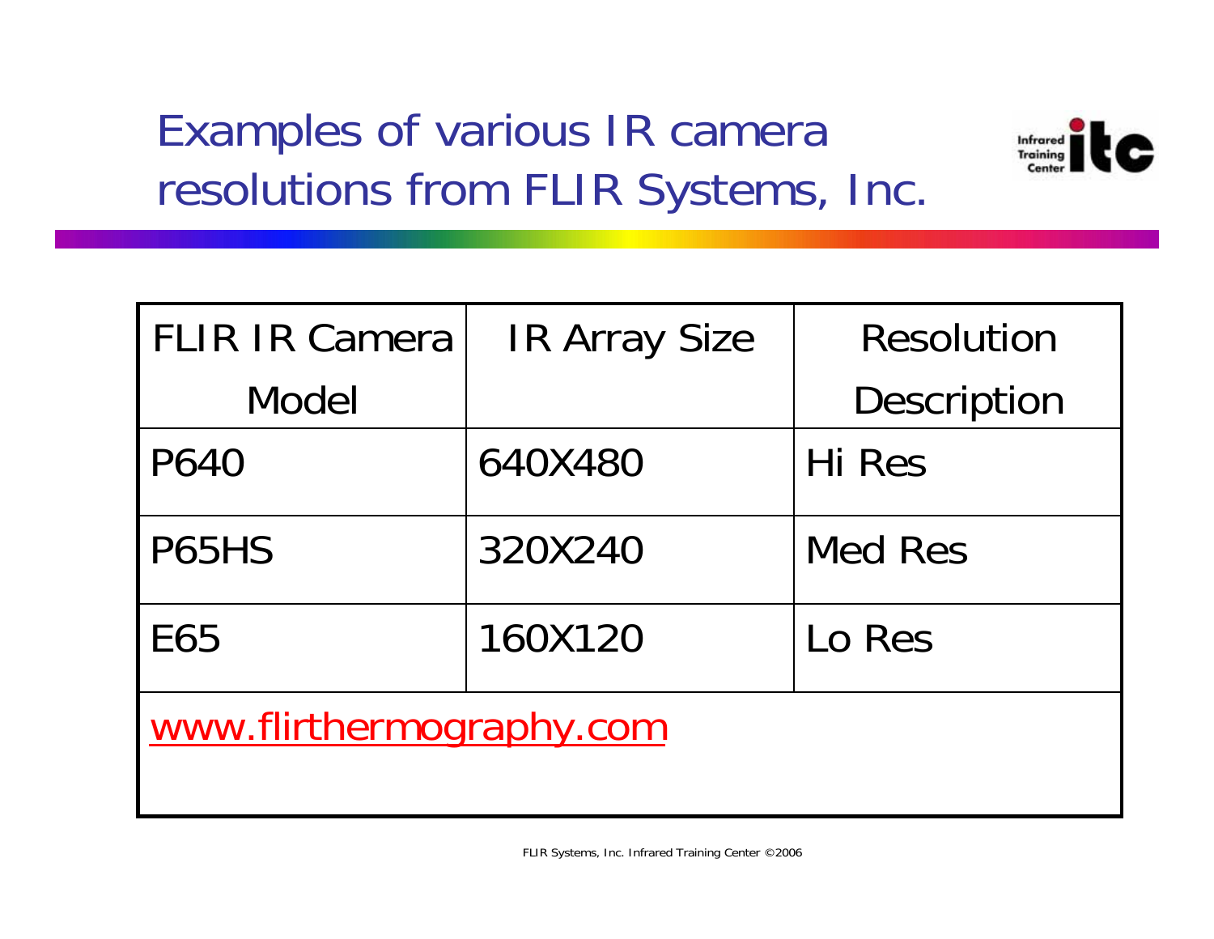# Examples of various IR camera resolutions from FLIR Systems, Inc.

| FLIR IR Camera Model | IR Array Size | Resolution Description |
|---|---|---|
| P640 | 640X480 | Hi Res |
| P65HS | 320X240 | Med Res |
| E65 | 160X120 | Lo Res |
| www.flirthermography.com | | |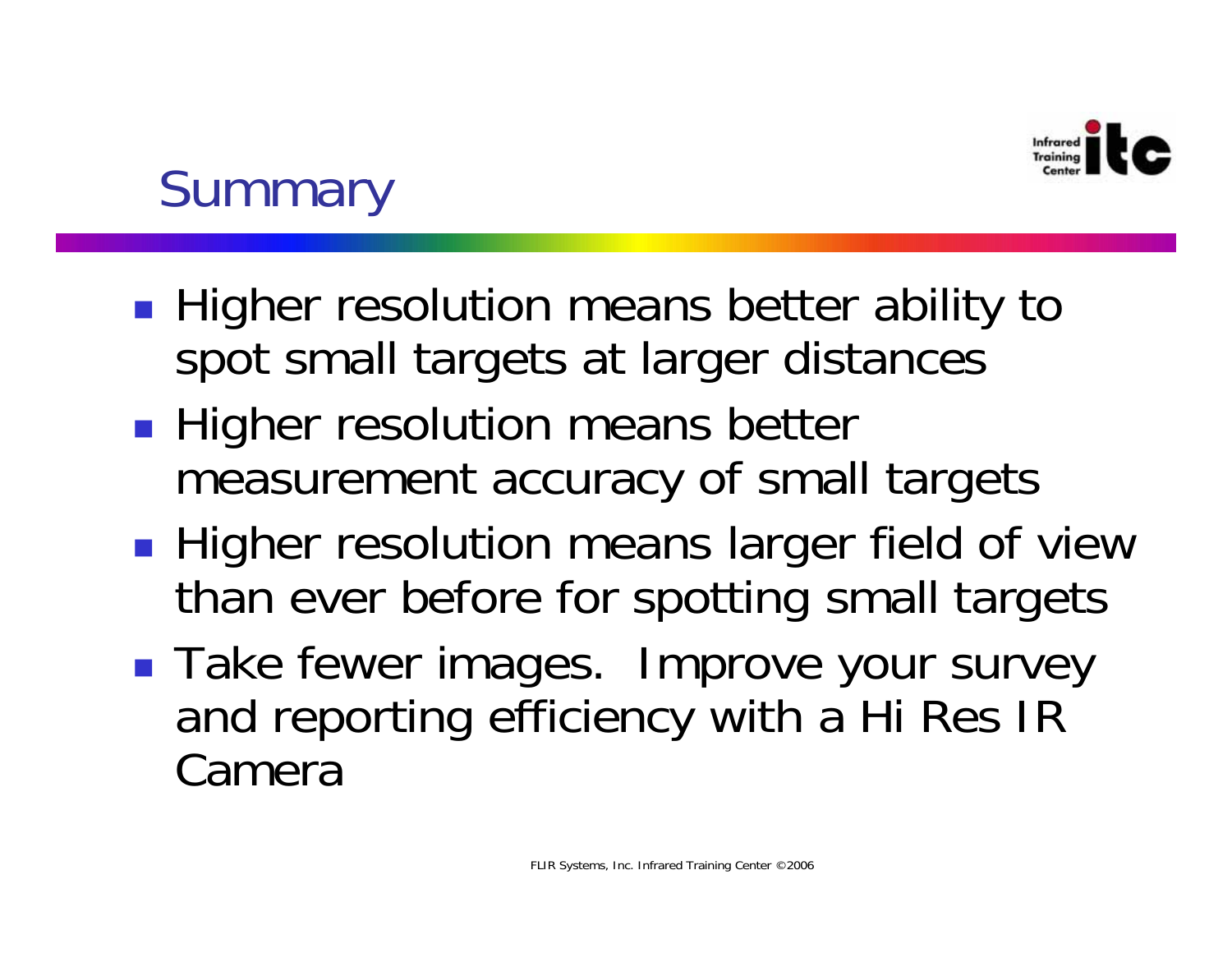## Summary

- Higher resolution means better ability to spot small targets at larger distances
- Higher resolution means better measurement accuracy of small targets
- Higher resolution means larger field of view than ever before for spotting small targets
- Take fewer images. Improve your survey and reporting efficiency with a Hi Res IR Camera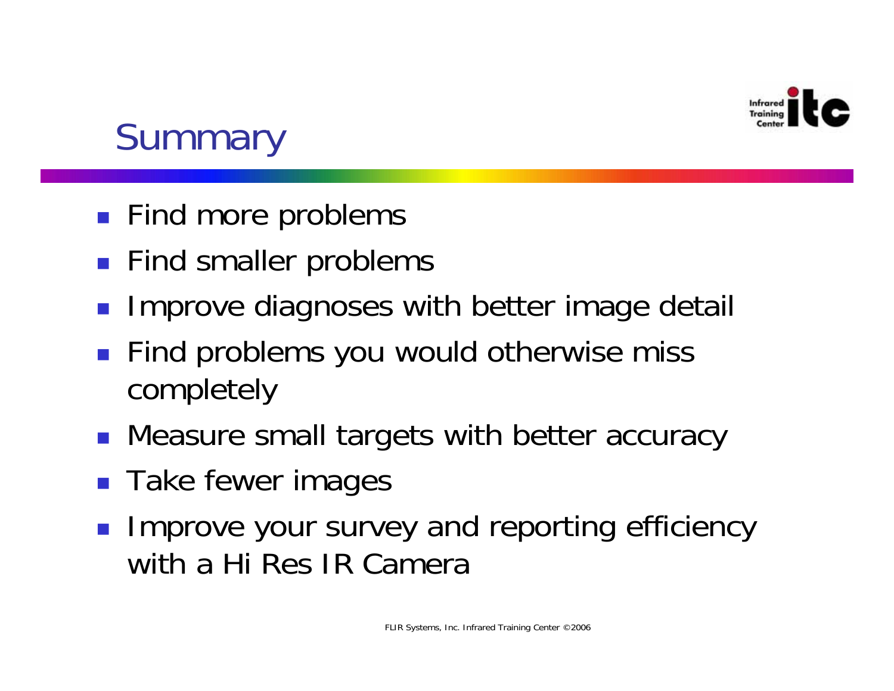# Summary

- Find more problems
- Find smaller problems
- Improve diagnoses with better image detail
- Find problems you would otherwise miss completely
- Measure small targets with better accuracy
- Take fewer images
- Improve your survey and reporting efficiency with a Hi Res IR Camera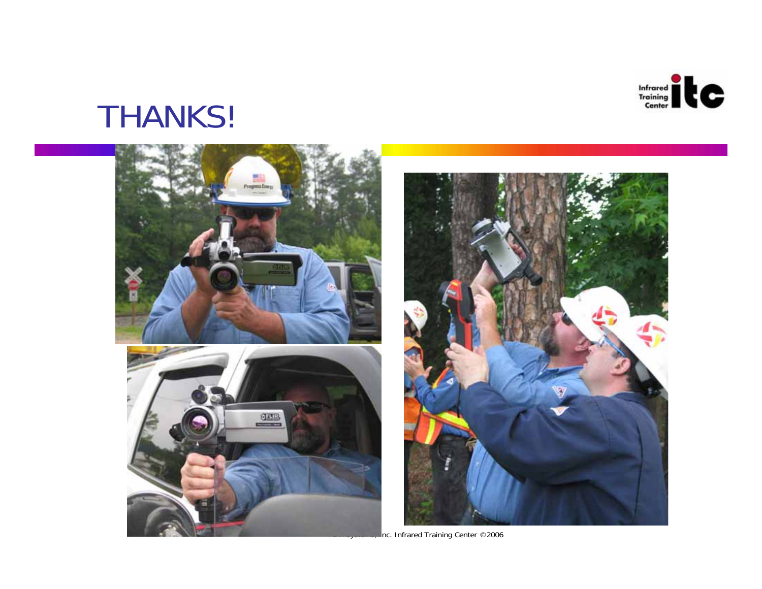# THANKS!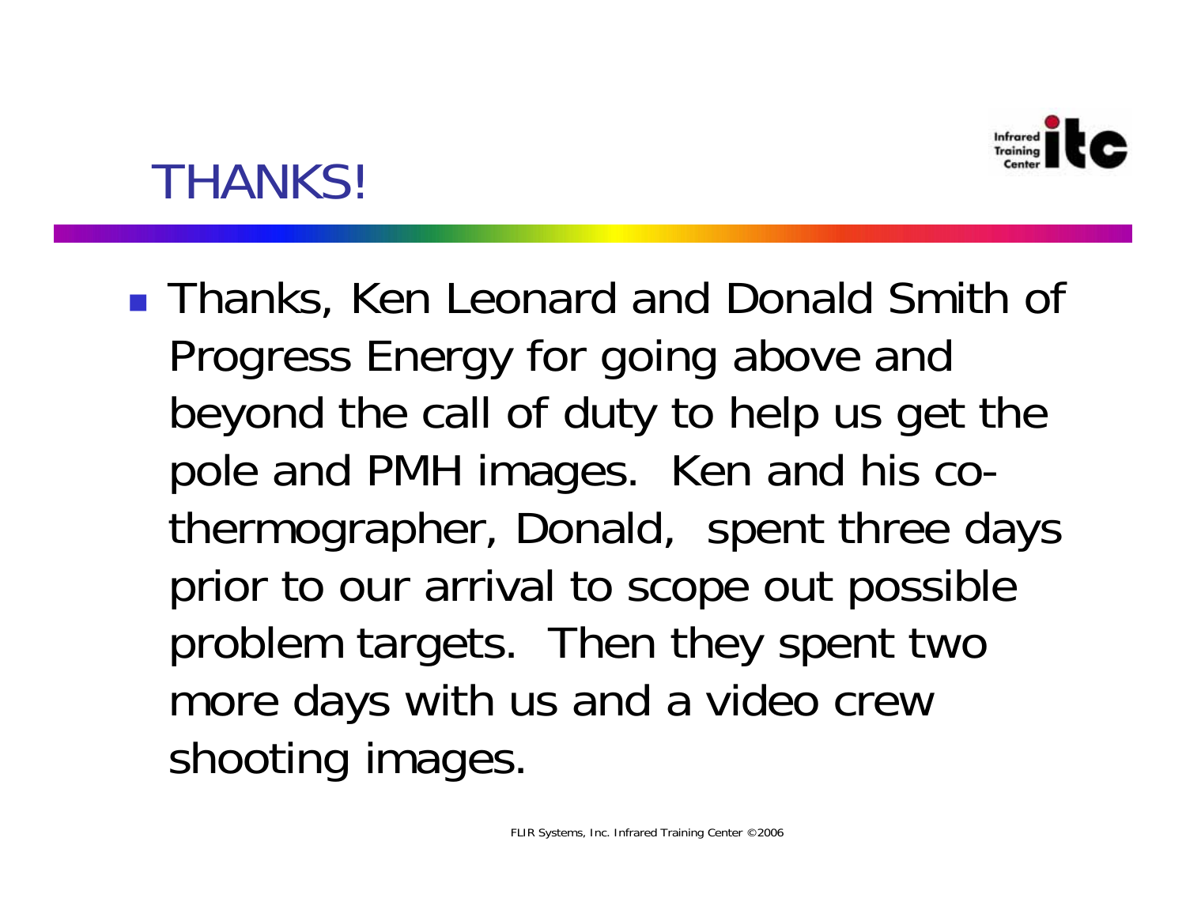# THANKS!

- Thanks, Ken Leonard and Donald Smith of Progress Energy for going above and beyond the call of duty to help us get the pole and PMH images. Ken and his co-thermographer, Donald, spent three days prior to our arrival to scope out possible problem targets. Then they spent two more days with us and a video crew shooting images.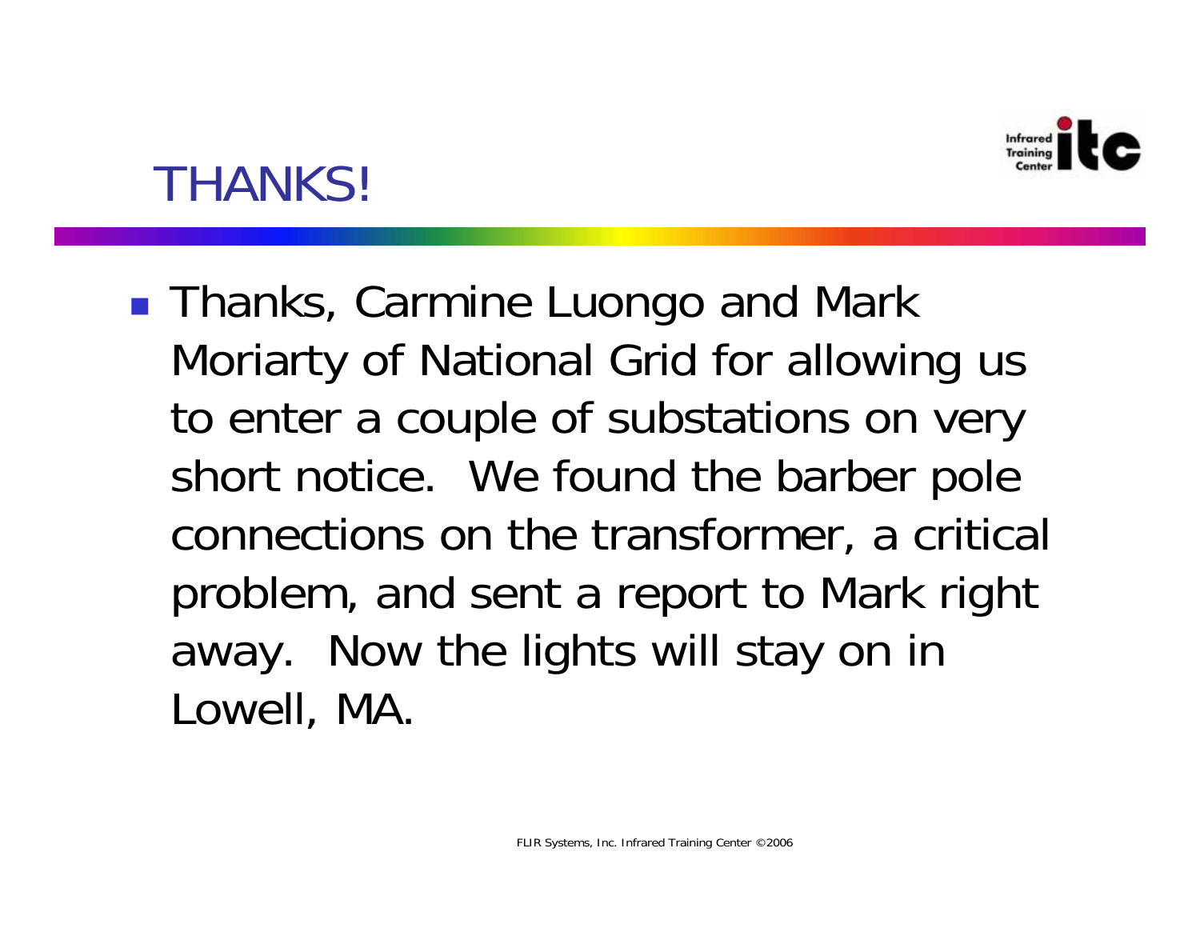# THANKS!

- Thanks, Carmine Luongo and Mark Moriarty of National Grid for allowing us to enter a couple of substations on very short notice. We found the barber pole connections on the transformer, a critical problem, and sent a report to Mark right away. Now the lights will stay on in Lowell, MA.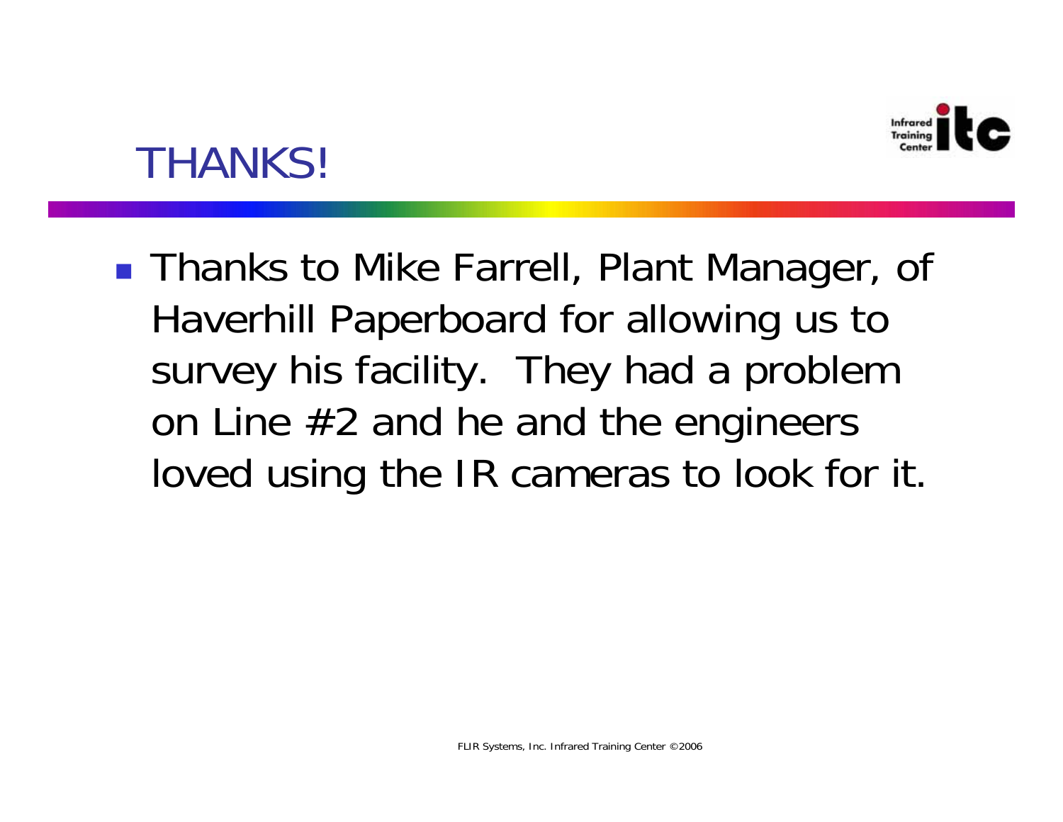# THANKS!

- Thanks to Mike Farrell, Plant Manager, of Haverhill Paperboard for allowing us to survey his facility. They had a problem on Line #2 and he and the engineers loved using the IR cameras to look for it.